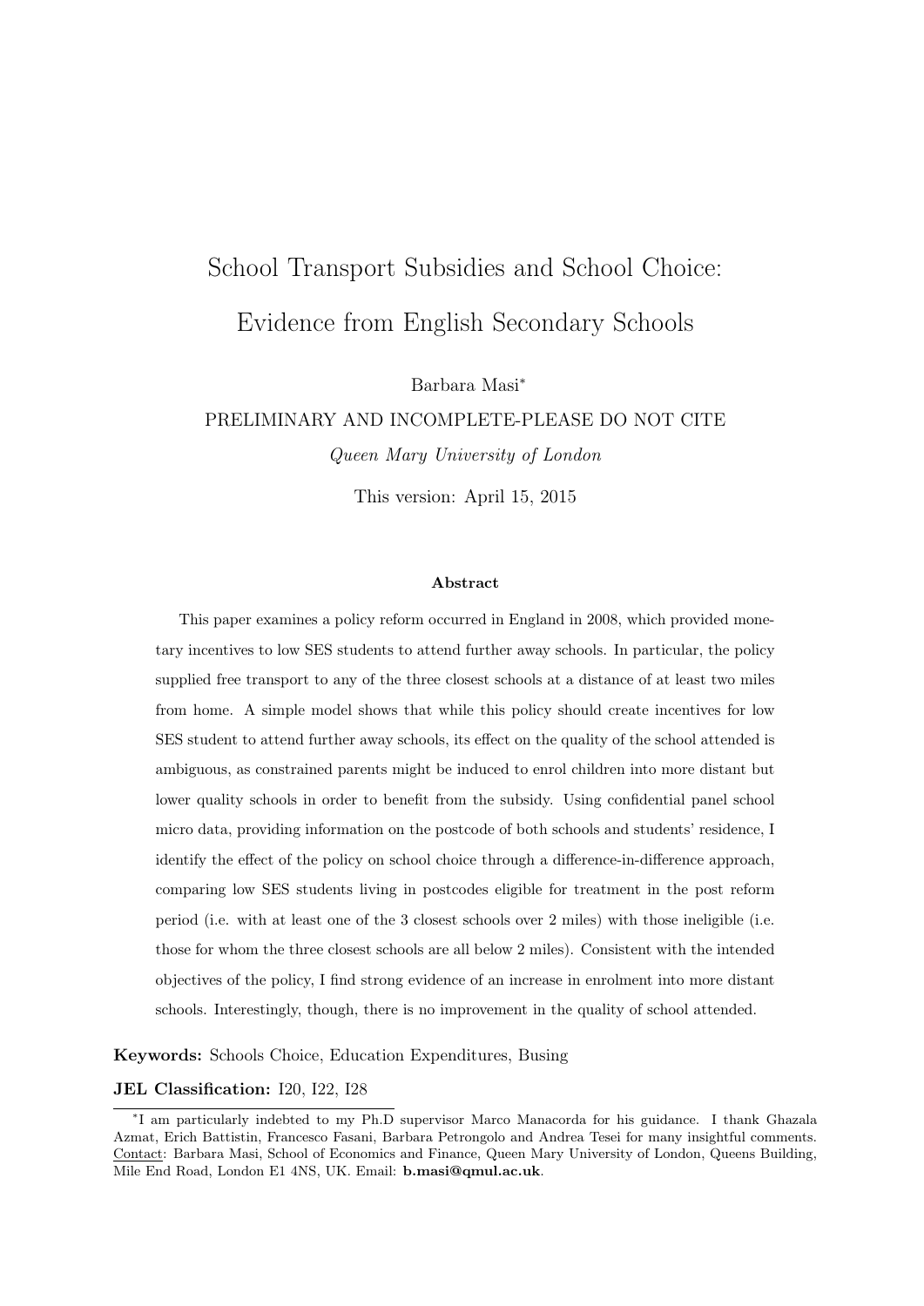# School Transport Subsidies and School Choice: Evidence from English Secondary Schools

Barbara Masi*

PRELIMINARY AND INCOMPLETE-PLEASE DO NOT CITE

*Queen Mary University of London*

This version: April 15, 2015

### Abstract

This paper examines a policy reform occurred in England in 2008, which provided monetary incentives to low SES students to attend further away schools. In particular, the policy supplied free transport to any of the three closest schools at a distance of at least two miles from home. A simple model shows that while this policy should create incentives for low SES student to attend further away schools, its effect on the quality of the school attended is ambiguous, as constrained parents might be induced to enrol children into more distant but lower quality schools in order to benefit from the subsidy. Using confidential panel school micro data, providing information on the postcode of both schools and students' residence, I identify the effect of the policy on school choice through a difference-in-difference approach, comparing low SES students living in postcodes eligible for treatment in the post reform period (i.e. with at least one of the 3 closest schools over 2 miles) with those ineligible (i.e. those for whom the three closest schools are all below 2 miles). Consistent with the intended objectives of the policy, I find strong evidence of an increase in enrolment into more distant schools. Interestingly, though, there is no improvement in the quality of school attended.

**Keywords:** Schools Choice, Education Expenditures, Busing

**JEL Classification:** I20, I22, I28

---

*I am particularly indebted to my Ph.D supervisor Marco Manacorda for his guidance. I thank Ghazala Azmat, Erich Battistin, Francesco Fasani, Barbara Petrongolo and Andrea Tesei for many insightful comments. Contact: Barbara Masi, School of Economics and Finance, Queen Mary University of London, Queens Building, Mile End Road, London E1 4NS, UK. Email: **b.masi@qmul.ac.uk**.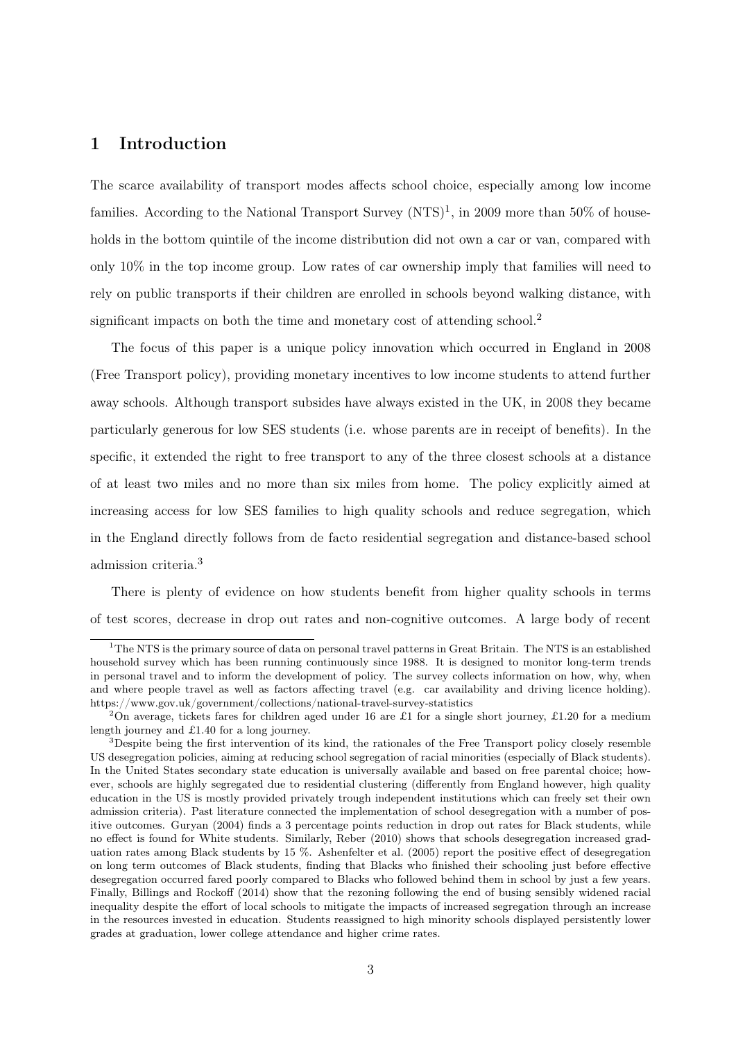# 1 Introduction

The scarce availability of transport modes affects school choice, especially among low income families. According to the National Transport Survey (NTS)[1], in 2009 more than 50% of households in the bottom quintile of the income distribution did not own a car or van, compared with only 10% in the top income group. Low rates of car ownership imply that families will need to rely on public transports if their children are enrolled in schools beyond walking distance, with significant impacts on both the time and monetary cost of attending school.[2]

The focus of this paper is a unique policy innovation which occurred in England in 2008 (Free Transport policy), providing monetary incentives to low income students to attend further away schools. Although transport subsides have always existed in the UK, in 2008 they became particularly generous for low SES students (i.e. whose parents are in receipt of benefits). In the specific, it extended the right to free transport to any of the three closest schools at a distance of at least two miles and no more than six miles from home. The policy explicitly aimed at increasing access for low SES families to high quality schools and reduce segregation, which in the England directly follows from de facto residential segregation and distance-based school admission criteria.[3]

There is plenty of evidence on how students benefit from higher quality schools in terms of test scores, decrease in drop out rates and non-cognitive outcomes. A large body of recent

[1] The NTS is the primary source of data on personal travel patterns in Great Britain. The NTS is an established household survey which has been running continuously since 1988. It is designed to monitor long-term trends in personal travel and to inform the development of policy. The survey collects information on how, why, when and where people travel as well as factors affecting travel (e.g. car availability and driving licence holding). https://www.gov.uk/government/collections/national-travel-survey-statistics

[2] On average, tickets fares for children aged under 16 are £1 for a single short journey, £1.20 for a medium length journey and £1.40 for a long journey.

[3] Despite being the first intervention of its kind, the rationales of the Free Transport policy closely resemble US desegregation policies, aiming at reducing school segregation of racial minorities (especially of Black students). In the United States secondary state education is universally available and based on free parental choice; however, schools are highly segregated due to residential clustering (differently from England however, high quality education in the US is mostly provided privately trough independent institutions which can freely set their own admission criteria). Past literature connected the implementation of school desegregation with a number of positive outcomes. Guryan (2004) finds a 3 percentage points reduction in drop out rates for Black students, while no effect is found for White students. Similarly, Reber (2010) shows that schools desegregation increased graduation rates among Black students by 15 %. Ashenfelter et al. (2005) report the positive effect of desegregation on long term outcomes of Black students, finding that Blacks who finished their schooling just before effective desegregation occurred fared poorly compared to Blacks who followed behind them in school by just a few years. Finally, Billings and Rockoff (2014) show that the rezoning following the end of busing sensibly widened racial inequality despite the effort of local schools to mitigate the impacts of increased segregation through an increase in the resources invested in education. Students reassigned to high minority schools displayed persistently lower grades at graduation, lower college attendance and higher crime rates.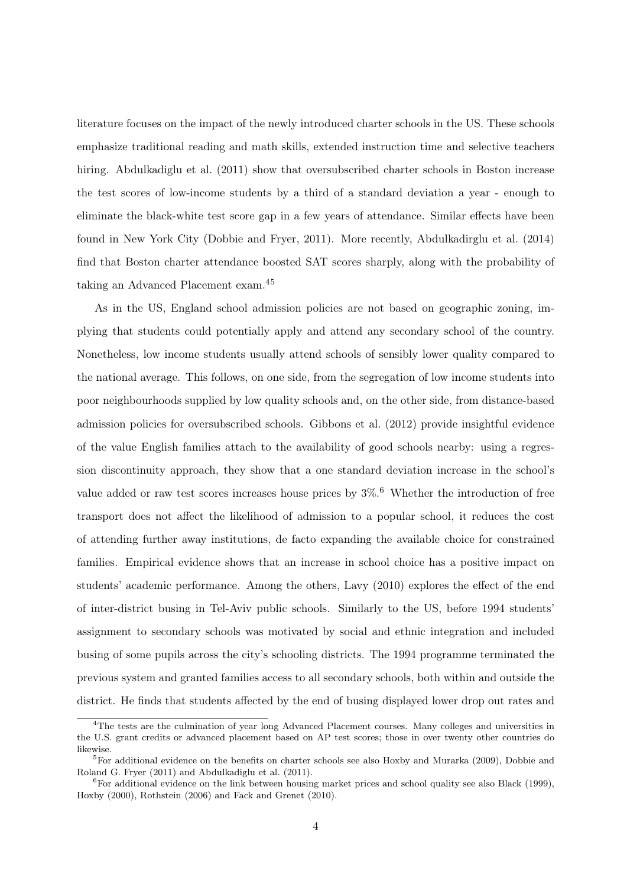literature focuses on the impact of the newly introduced charter schools in the US. These schools emphasize traditional reading and math skills, extended instruction time and selective teachers hiring. Abdulkadiglu et al. (2011) show that oversubscribed charter schools in Boston increase the test scores of low-income students by a third of a standard deviation a year - enough to eliminate the black-white test score gap in a few years of attendance. Similar effects have been found in New York City (Dobbie and Fryer, 2011). More recently, Abdulkadirglu et al. (2014) find that Boston charter attendance boosted SAT scores sharply, along with the probability of taking an Advanced Placement exam.[4][5]

As in the US, England school admission policies are not based on geographic zoning, implying that students could potentially apply and attend any secondary school of the country. Nonetheless, low income students usually attend schools of sensibly lower quality compared to the national average. This follows, on one side, from the segregation of low income students into poor neighbourhoods supplied by low quality schools and, on the other side, from distance-based admission policies for oversubscribed schools. Gibbons et al. (2012) provide insightful evidence of the value English families attach to the availability of good schools nearby: using a regression discontinuity approach, they show that a one standard deviation increase in the school's value added or raw test scores increases house prices by 3%.[6] Whether the introduction of free transport does not affect the likelihood of admission to a popular school, it reduces the cost of attending further away institutions, de facto expanding the available choice for constrained families. Empirical evidence shows that an increase in school choice has a positive impact on students' academic performance. Among the others, Lavy (2010) explores the effect of the end of inter-district busing in Tel-Aviv public schools. Similarly to the US, before 1994 students' assignment to secondary schools was motivated by social and ethnic integration and included busing of some pupils across the city's schooling districts. The 1994 programme terminated the previous system and granted families access to all secondary schools, both within and outside the district. He finds that students affected by the end of busing displayed lower drop out rates and

[4] The tests are the culmination of year long Advanced Placement courses. Many colleges and universities in the U.S. grant credits or advanced placement based on AP test scores; those in over twenty other countries do likewise.

[5] For additional evidence on the benefits on charter schools see also Hoxby and Murarka (2009), Dobbie and Roland G. Fryer (2011) and Abdulkadiglu et al. (2011).

[6] For additional evidence on the link between housing market prices and school quality see also Black (1999), Hoxby (2000), Rothstein (2006) and Fack and Grenet (2010).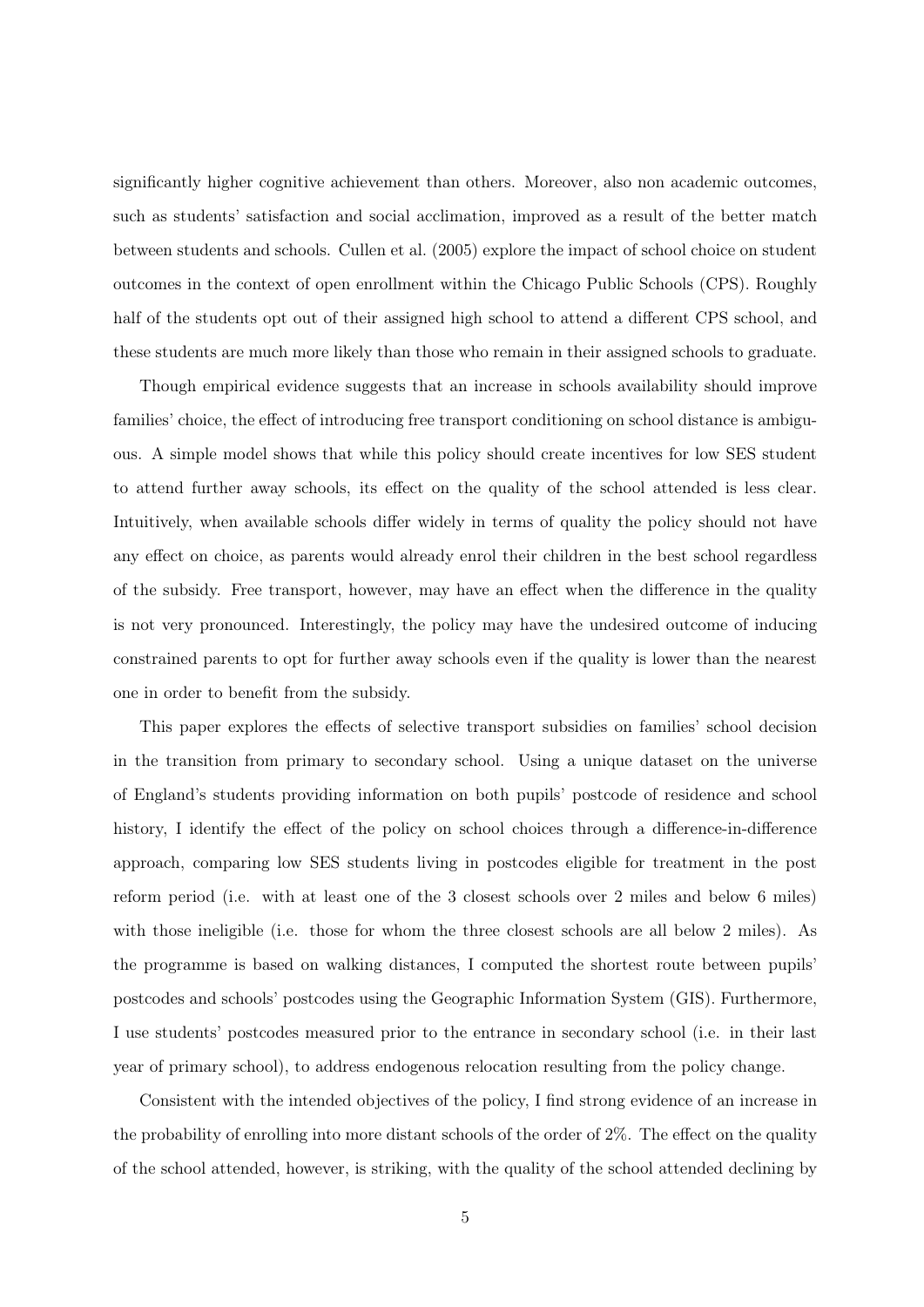significantly higher cognitive achievement than others. Moreover, also non academic outcomes, such as students' satisfaction and social acclimation, improved as a result of the better match between students and schools. Cullen et al. (2005) explore the impact of school choice on student outcomes in the context of open enrollment within the Chicago Public Schools (CPS). Roughly half of the students opt out of their assigned high school to attend a different CPS school, and these students are much more likely than those who remain in their assigned schools to graduate.

Though empirical evidence suggests that an increase in schools availability should improve families' choice, the effect of introducing free transport conditioning on school distance is ambiguous. A simple model shows that while this policy should create incentives for low SES student to attend further away schools, its effect on the quality of the school attended is less clear. Intuitively, when available schools differ widely in terms of quality the policy should not have any effect on choice, as parents would already enrol their children in the best school regardless of the subsidy. Free transport, however, may have an effect when the difference in the quality is not very pronounced. Interestingly, the policy may have the undesired outcome of inducing constrained parents to opt for further away schools even if the quality is lower than the nearest one in order to benefit from the subsidy.

This paper explores the effects of selective transport subsidies on families' school decision in the transition from primary to secondary school. Using a unique dataset on the universe of England's students providing information on both pupils' postcode of residence and school history, I identify the effect of the policy on school choices through a difference-in-difference approach, comparing low SES students living in postcodes eligible for treatment in the post reform period (i.e. with at least one of the 3 closest schools over 2 miles and below 6 miles) with those ineligible (i.e. those for whom the three closest schools are all below 2 miles). As the programme is based on walking distances, I computed the shortest route between pupils' postcodes and schools' postcodes using the Geographic Information System (GIS). Furthermore, I use students' postcodes measured prior to the entrance in secondary school (i.e. in their last year of primary school), to address endogenous relocation resulting from the policy change.

Consistent with the intended objectives of the policy, I find strong evidence of an increase in the probability of enrolling into more distant schools of the order of 2%. The effect on the quality of the school attended, however, is striking, with the quality of the school attended declining by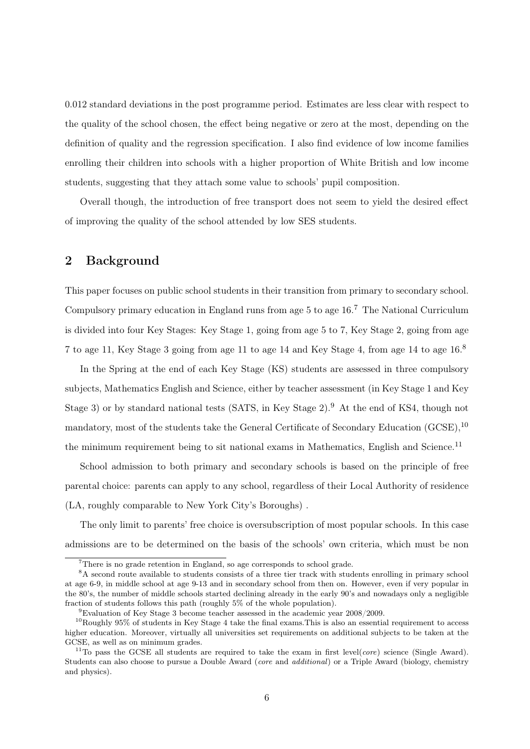0.012 standard deviations in the post programme period. Estimates are less clear with respect to the quality of the school chosen, the effect being negative or zero at the most, depending on the definition of quality and the regression specification. I also find evidence of low income families enrolling their children into schools with a higher proportion of White British and low income students, suggesting that they attach some value to schools' pupil composition.

Overall though, the introduction of free transport does not seem to yield the desired effect of improving the quality of the school attended by low SES students.

## 2 Background

This paper focuses on public school students in their transition from primary to secondary school. Compulsory primary education in England runs from age 5 to age 16.[7] The National Curriculum is divided into four Key Stages: Key Stage 1, going from age 5 to 7, Key Stage 2, going from age 7 to age 11, Key Stage 3 going from age 11 to age 14 and Key Stage 4, from age 14 to age 16.[8]

In the Spring at the end of each Key Stage (KS) students are assessed in three compulsory subjects, Mathematics English and Science, either by teacher assessment (in Key Stage 1 and Key Stage 3) or by standard national tests (SATS, in Key Stage 2).[9] At the end of KS4, though not mandatory, most of the students take the General Certificate of Secondary Education (GCSE),[10] the minimum requirement being to sit national exams in Mathematics, English and Science.[11]

School admission to both primary and secondary schools is based on the principle of free parental choice: parents can apply to any school, regardless of their Local Authority of residence (LA, roughly comparable to New York City's Boroughs) .

The only limit to parents' free choice is oversubscription of most popular schools. In this case admissions are to be determined on the basis of the schools' own criteria, which must be non

---

[7] There is no grade retention in England, so age corresponds to school grade.

[8] A second route available to students consists of a three tier track with students enrolling in primary school at age 6-9, in middle school at age 9-13 and in secondary school from then on. However, even if very popular in the 80's, the number of middle schools started declining already in the early 90's and nowadays only a negligible fraction of students follows this path (roughly 5% of the whole population).

[9] Evaluation of Key Stage 3 become teacher assessed in the academic year 2008/2009.

[10] Roughly 95% of students in Key Stage 4 take the final exams.This is also an essential requirement to access higher education. Moreover, virtually all universities set requirements on additional subjects to be taken at the GCSE, as well as on minimum grades.

[11] To pass the GCSE all students are required to take the exam in first level(*core*) science (Single Award). Students can also choose to pursue a Double Award (*core* and *additional*) or a Triple Award (biology, chemistry and physics).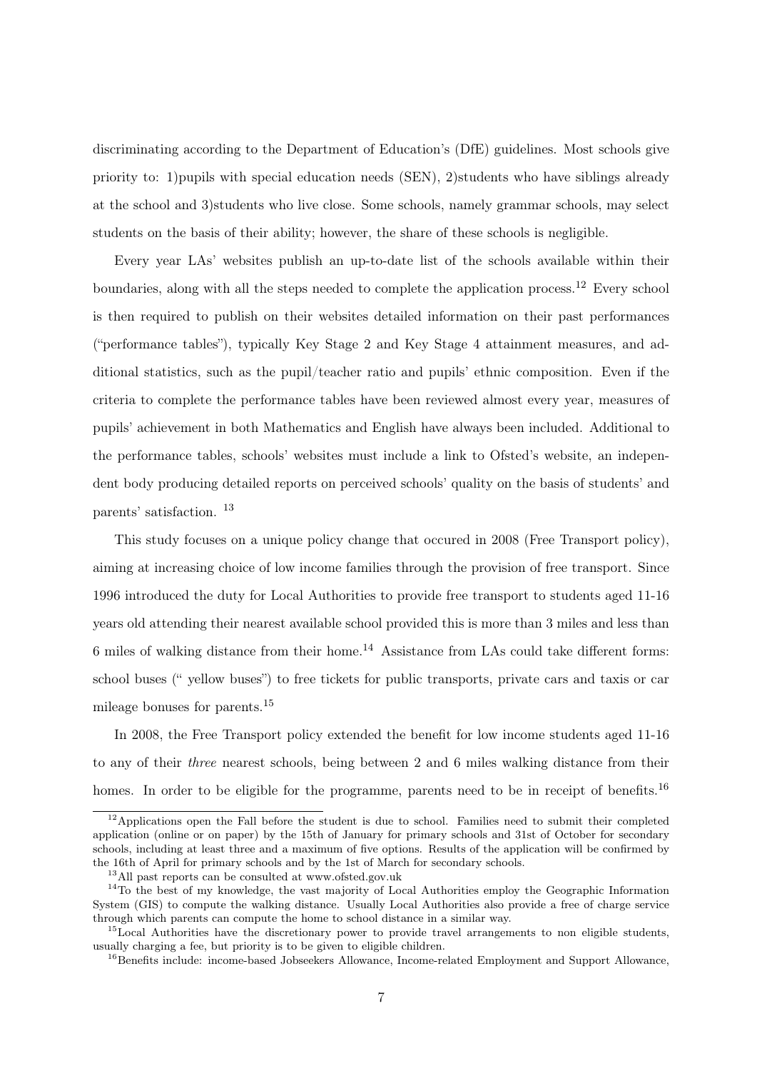discriminating according to the Department of Education's (DfE) guidelines. Most schools give priority to: 1)pupils with special education needs (SEN), 2)students who have siblings already at the school and 3)students who live close. Some schools, namely grammar schools, may select students on the basis of their ability; however, the share of these schools is negligible.

Every year LAs' websites publish an up-to-date list of the schools available within their boundaries, along with all the steps needed to complete the application process.[12] Every school is then required to publish on their websites detailed information on their past performances ("performance tables"), typically Key Stage 2 and Key Stage 4 attainment measures, and additional statistics, such as the pupil/teacher ratio and pupils' ethnic composition. Even if the criteria to complete the performance tables have been reviewed almost every year, measures of pupils' achievement in both Mathematics and English have always been included. Additional to the performance tables, schools' websites must include a link to Ofsted's website, an independent body producing detailed reports on perceived schools' quality on the basis of students' and parents' satisfaction. [13]

This study focuses on a unique policy change that occured in 2008 (Free Transport policy), aiming at increasing choice of low income families through the provision of free transport. Since 1996 introduced the duty for Local Authorities to provide free transport to students aged 11-16 years old attending their nearest available school provided this is more than 3 miles and less than 6 miles of walking distance from their home.[14] Assistance from LAs could take different forms: school buses (" yellow buses") to free tickets for public transports, private cars and taxis or car mileage bonuses for parents.[15]

In 2008, the Free Transport policy extended the benefit for low income students aged 11-16 to any of their *three* nearest schools, being between 2 and 6 miles walking distance from their homes. In order to be eligible for the programme, parents need to be in receipt of benefits.[16]

[12] Applications open the Fall before the student is due to school. Families need to submit their completed application (online or on paper) by the 15th of January for primary schools and 31st of October for secondary schools, including at least three and a maximum of five options. Results of the application will be confirmed by the 16th of April for primary schools and by the 1st of March for secondary schools.

[13] All past reports can be consulted at www.ofsted.gov.uk

[14] To the best of my knowledge, the vast majority of Local Authorities employ the Geographic Information System (GIS) to compute the walking distance. Usually Local Authorities also provide a free of charge service through which parents can compute the home to school distance in a similar way.

[15] Local Authorities have the discretionary power to provide travel arrangements to non eligible students, usually charging a fee, but priority is to be given to eligible children.

[16] Benefits include: income-based Jobseekers Allowance, Income-related Employment and Support Allowance,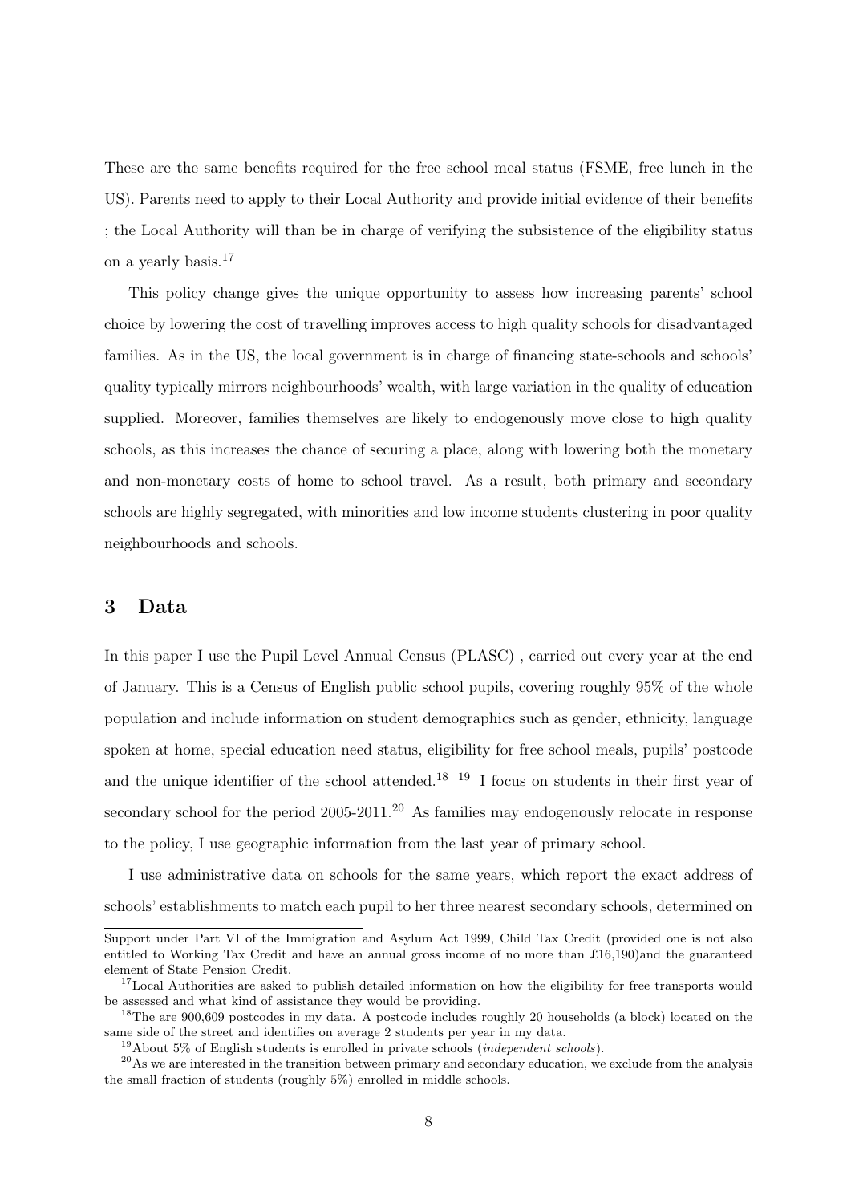These are the same benefits required for the free school meal status (FSME, free lunch in the US). Parents need to apply to their Local Authority and provide initial evidence of their benefits ; the Local Authority will than be in charge of verifying the subsistence of the eligibility status on a yearly basis.[17]

This policy change gives the unique opportunity to assess how increasing parents' school choice by lowering the cost of travelling improves access to high quality schools for disadvantaged families. As in the US, the local government is in charge of financing state-schools and schools' quality typically mirrors neighbourhoods' wealth, with large variation in the quality of education supplied. Moreover, families themselves are likely to endogenously move close to high quality schools, as this increases the chance of securing a place, along with lowering both the monetary and non-monetary costs of home to school travel. As a result, both primary and secondary schools are highly segregated, with minorities and low income students clustering in poor quality neighbourhoods and schools.

## 3 Data

In this paper I use the Pupil Level Annual Census (PLASC) , carried out every year at the end of January. This is a Census of English public school pupils, covering roughly 95% of the whole population and include information on student demographics such as gender, ethnicity, language spoken at home, special education need status, eligibility for free school meals, pupils' postcode and the unique identifier of the school attended.[18] [19] I focus on students in their first year of secondary school for the period 2005-2011.[20] As families may endogenously relocate in response to the policy, I use geographic information from the last year of primary school.

I use administrative data on schools for the same years, which report the exact address of schools' establishments to match each pupil to her three nearest secondary schools, determined on

---

Support under Part VI of the Immigration and Asylum Act 1999, Child Tax Credit (provided one is not also entitled to Working Tax Credit and have an annual gross income of no more than £16,190)and the guaranteed element of State Pension Credit.

[17] Local Authorities are asked to publish detailed information on how the eligibility for free transports would be assessed and what kind of assistance they would be providing.

[18] The are 900,609 postcodes in my data. A postcode includes roughly 20 households (a block) located on the same side of the street and identifies on average 2 students per year in my data.

[19] About 5% of English students is enrolled in private schools (*independent schools*).

[20] As we are interested in the transition between primary and secondary education, we exclude from the analysis the small fraction of students (roughly 5%) enrolled in middle schools.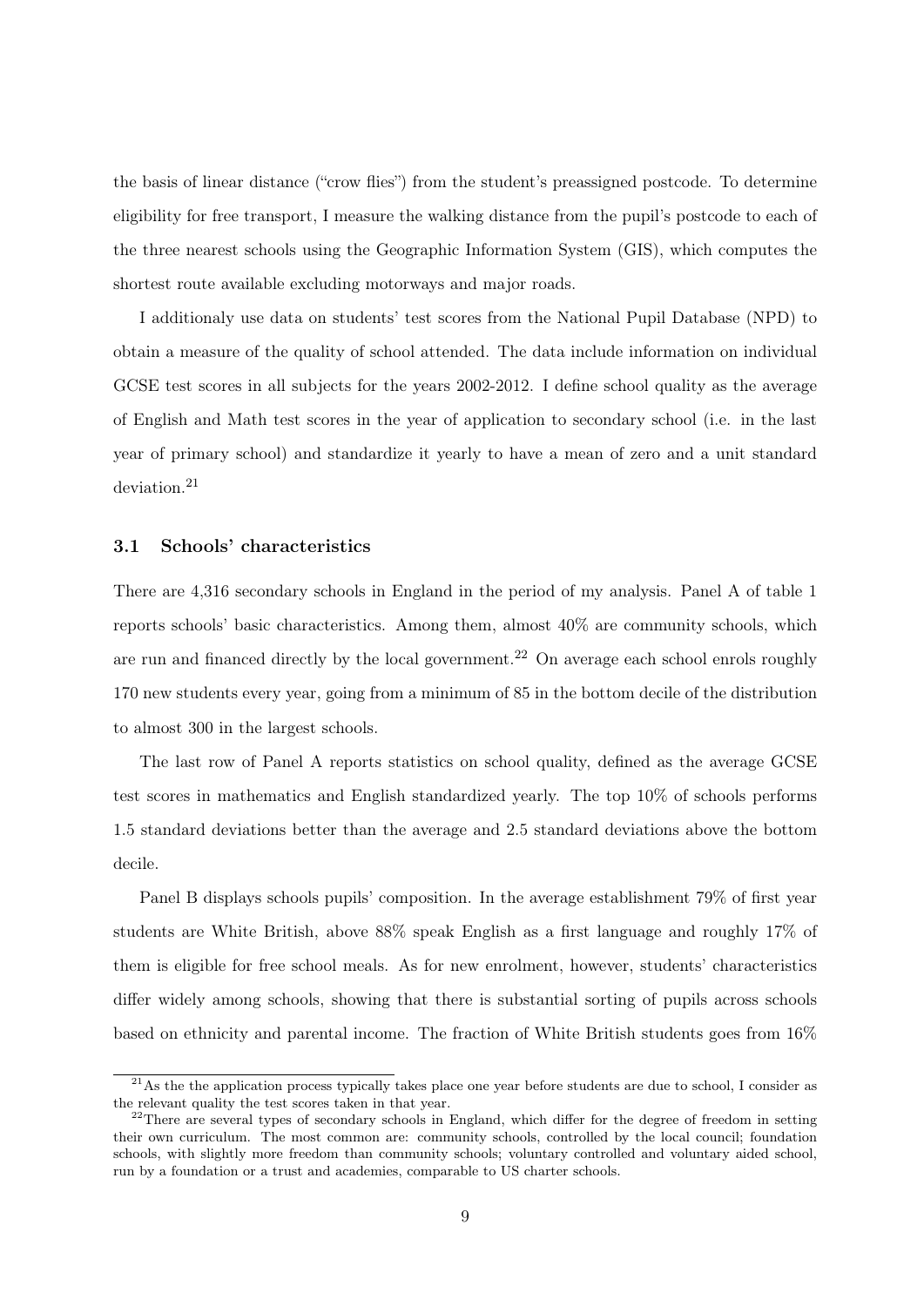the basis of linear distance ("crow flies") from the student's preassigned postcode. To determine eligibility for free transport, I measure the walking distance from the pupil's postcode to each of the three nearest schools using the Geographic Information System (GIS), which computes the shortest route available excluding motorways and major roads.

I additionaly use data on students' test scores from the National Pupil Database (NPD) to obtain a measure of the quality of school attended. The data include information on individual GCSE test scores in all subjects for the years 2002-2012. I define school quality as the average of English and Math test scores in the year of application to secondary school (i.e. in the last year of primary school) and standardize it yearly to have a mean of zero and a unit standard deviation.[21]

### 3.1 Schools' characteristics

There are 4,316 secondary schools in England in the period of my analysis. Panel A of table 1 reports schools' basic characteristics. Among them, almost 40% are community schools, which are run and financed directly by the local government.[22] On average each school enrols roughly 170 new students every year, going from a minimum of 85 in the bottom decile of the distribution to almost 300 in the largest schools.

The last row of Panel A reports statistics on school quality, defined as the average GCSE test scores in mathematics and English standardized yearly. The top 10% of schools performs 1.5 standard deviations better than the average and 2.5 standard deviations above the bottom decile.

Panel B displays schools pupils' composition. In the average establishment 79% of first year students are White British, above 88% speak English as a first language and roughly 17% of them is eligible for free school meals. As for new enrolment, however, students' characteristics differ widely among schools, showing that there is substantial sorting of pupils across schools based on ethnicity and parental income. The fraction of White British students goes from 16%

[21] As the the application process typically takes place one year before students are due to school, I consider as the relevant quality the test scores taken in that year.

[22] There are several types of secondary schools in England, which differ for the degree of freedom in setting their own curriculum. The most common are: community schools, controlled by the local council; foundation schools, with slightly more freedom than community schools; voluntary controlled and voluntary aided school, run by a foundation or a trust and academies, comparable to US charter schools.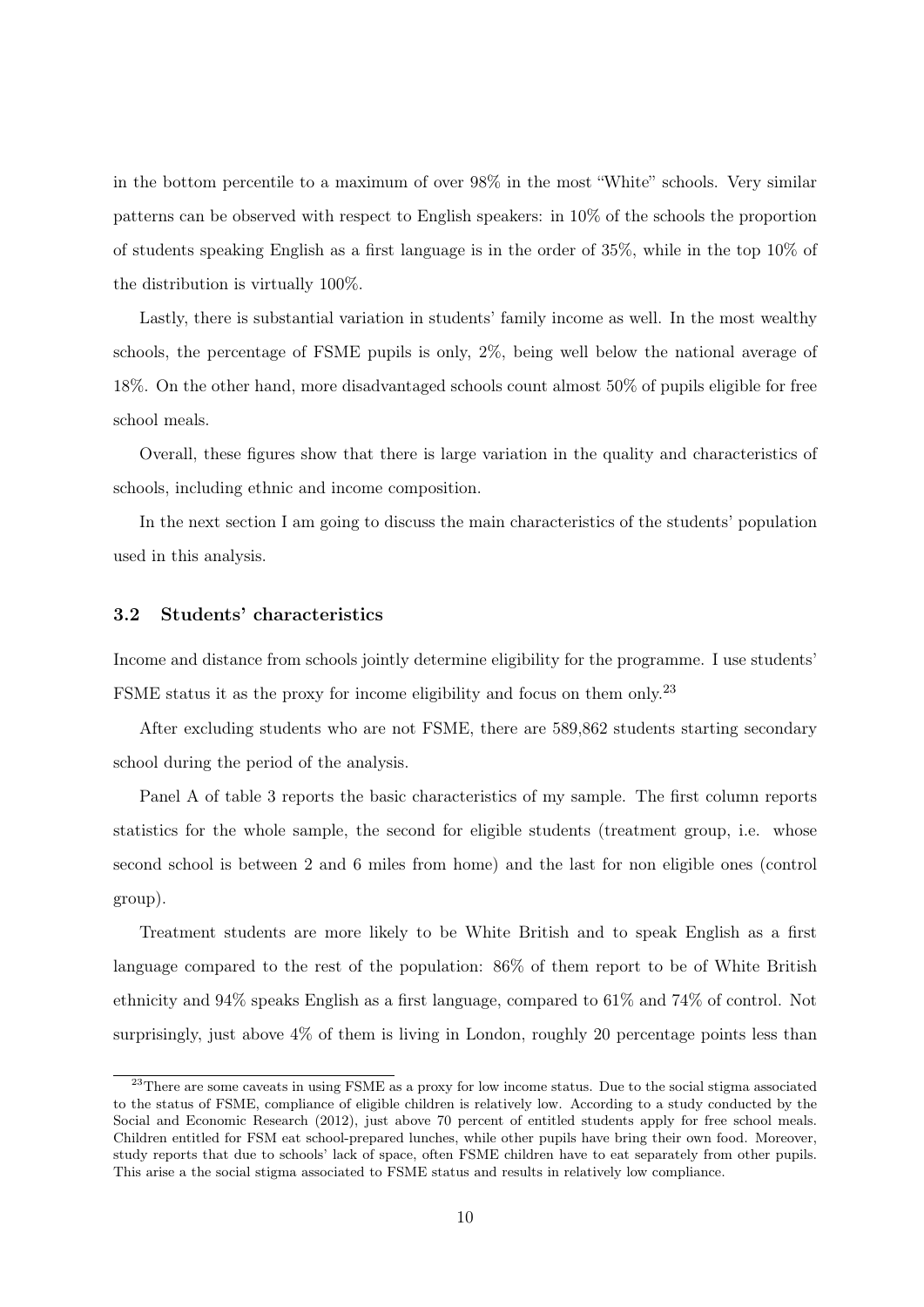in the bottom percentile to a maximum of over 98% in the most "White" schools. Very similar patterns can be observed with respect to English speakers: in 10% of the schools the proportion of students speaking English as a first language is in the order of 35%, while in the top 10% of the distribution is virtually 100%.

Lastly, there is substantial variation in students' family income as well. In the most wealthy schools, the percentage of FSME pupils is only, 2%, being well below the national average of 18%. On the other hand, more disadvantaged schools count almost 50% of pupils eligible for free school meals.

Overall, these figures show that there is large variation in the quality and characteristics of schools, including ethnic and income composition.

In the next section I am going to discuss the main characteristics of the students' population used in this analysis.

### 3.2 Students' characteristics

Income and distance from schools jointly determine eligibility for the programme. I use students' FSME status it as the proxy for income eligibility and focus on them only.[23]

After excluding students who are not FSME, there are 589,862 students starting secondary school during the period of the analysis.

Panel A of table 3 reports the basic characteristics of my sample. The first column reports statistics for the whole sample, the second for eligible students (treatment group, i.e. whose second school is between 2 and 6 miles from home) and the last for non eligible ones (control group).

Treatment students are more likely to be White British and to speak English as a first language compared to the rest of the population: 86% of them report to be of White British ethnicity and 94% speaks English as a first language, compared to 61% and 74% of control. Not surprisingly, just above 4% of them is living in London, roughly 20 percentage points less than

[23] There are some caveats in using FSME as a proxy for low income status. Due to the social stigma associated to the status of FSME, compliance of eligible children is relatively low. According to a study conducted by the Social and Economic Research (2012), just above 70 percent of entitled students apply for free school meals. Children entitled for FSM eat school-prepared lunches, while other pupils have bring their own food. Moreover, study reports that due to schools' lack of space, often FSME children have to eat separately from other pupils. This arise a the social stigma associated to FSME status and results in relatively low compliance.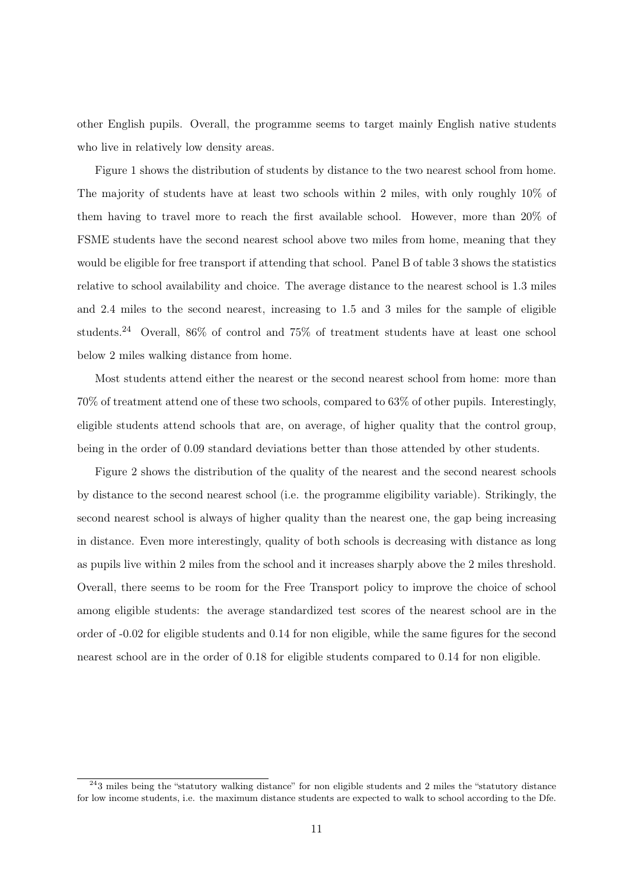other English pupils. Overall, the programme seems to target mainly English native students who live in relatively low density areas.

Figure 1 shows the distribution of students by distance to the two nearest school from home. The majority of students have at least two schools within 2 miles, with only roughly 10% of them having to travel more to reach the first available school. However, more than 20% of FSME students have the second nearest school above two miles from home, meaning that they would be eligible for free transport if attending that school. Panel B of table 3 shows the statistics relative to school availability and choice. The average distance to the nearest school is 1.3 miles and 2.4 miles to the second nearest, increasing to 1.5 and 3 miles for the sample of eligible students.[24] Overall, 86% of control and 75% of treatment students have at least one school below 2 miles walking distance from home.

Most students attend either the nearest or the second nearest school from home: more than 70% of treatment attend one of these two schools, compared to 63% of other pupils. Interestingly, eligible students attend schools that are, on average, of higher quality that the control group, being in the order of 0.09 standard deviations better than those attended by other students.

Figure 2 shows the distribution of the quality of the nearest and the second nearest schools by distance to the second nearest school (i.e. the programme eligibility variable). Strikingly, the second nearest school is always of higher quality than the nearest one, the gap being increasing in distance. Even more interestingly, quality of both schools is decreasing with distance as long as pupils live within 2 miles from the school and it increases sharply above the 2 miles threshold. Overall, there seems to be room for the Free Transport policy to improve the choice of school among eligible students: the average standardized test scores of the nearest school are in the order of -0.02 for eligible students and 0.14 for non eligible, while the same figures for the second nearest school are in the order of 0.18 for eligible students compared to 0.14 for non eligible.

[24]3 miles being the "statutory walking distance" for non eligible students and 2 miles the "statutory distance for low income students, i.e. the maximum distance students are expected to walk to school according to the Dfe.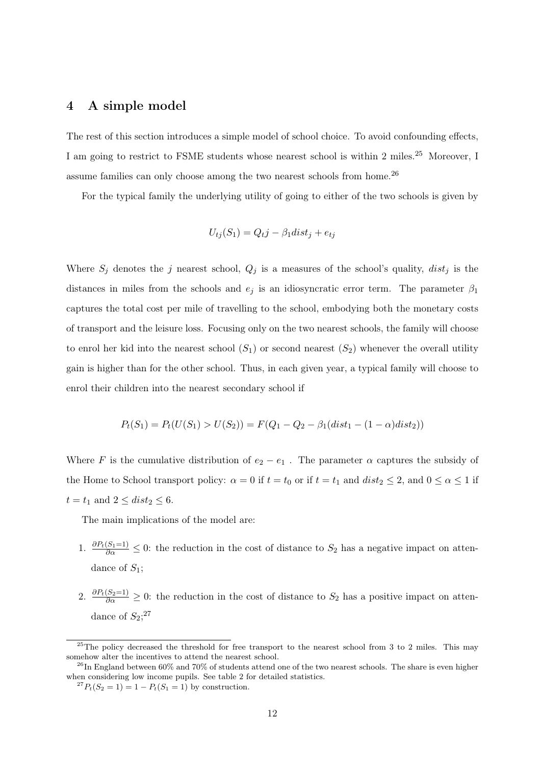## 4 A simple model

The rest of this section introduces a simple model of school choice. To avoid confounding effects, I am going to restrict to FSME students whose nearest school is within 2 miles.[25] Moreover, I assume families can only choose among the two nearest schools from home.[26]

For the typical family the underlying utility of going to either of the two schools is given by

$$U_{tj}(S_1) = Q_tj - \beta_1 dist_j + e_{tj}$$

Where $S_j$ denotes the $j$ nearest school, $Q_j$ is a measures of the school's quality, $dist_j$ is the distances in miles from the schools and $e_j$ is an idiosyncratic error term. The parameter $\beta_1$ captures the total cost per mile of travelling to the school, embodying both the monetary costs of transport and the leisure loss. Focusing only on the two nearest schools, the family will choose to enrol her kid into the nearest school ($S_1$) or second nearest ($S_2$) whenever the overall utility gain is higher than for the other school. Thus, in each given year, a typical family will choose to enrol their children into the nearest secondary school if

$$P_t(S_1) = P_t(U(S_1) > U(S_2)) = F(Q_1 - Q_2 - \beta_1(dist_1 - (1-\alpha)dist_2))$$

Where $F$ is the cumulative distribution of $e_2 - e_1$ . The parameter $\alpha$ captures the subsidy of the Home to School transport policy: $\alpha = 0$ if $t = t_0$ or if $t = t_1$ and $dist_2 \leq 2$, and $0 \leq \alpha \leq 1$ if $t = t_1$ and $2 \leq dist_2 \leq 6$.

The main implications of the model are:

1. $\frac{\partial P_t(S_1=1)}{\partial \alpha} \leq 0$: the reduction in the cost of distance to $S_2$ has a negative impact on attendance of $S_1$;
2. $\frac{\partial P_t(S_2=1)}{\partial \alpha} \geq 0$: the reduction in the cost of distance to $S_2$ has a positive impact on attendance of $S_2$;[27]

---

[25] The policy decreased the threshold for free transport to the nearest school from 3 to 2 miles. This may somehow alter the incentives to attend the nearest school.

[26] In England between 60% and 70% of students attend one of the two nearest schools. The share is even higher when considering low income pupils. See table 2 for detailed statistics.

[27] $P_t(S_2 = 1) = 1 - P_t(S_1 = 1)$ by construction.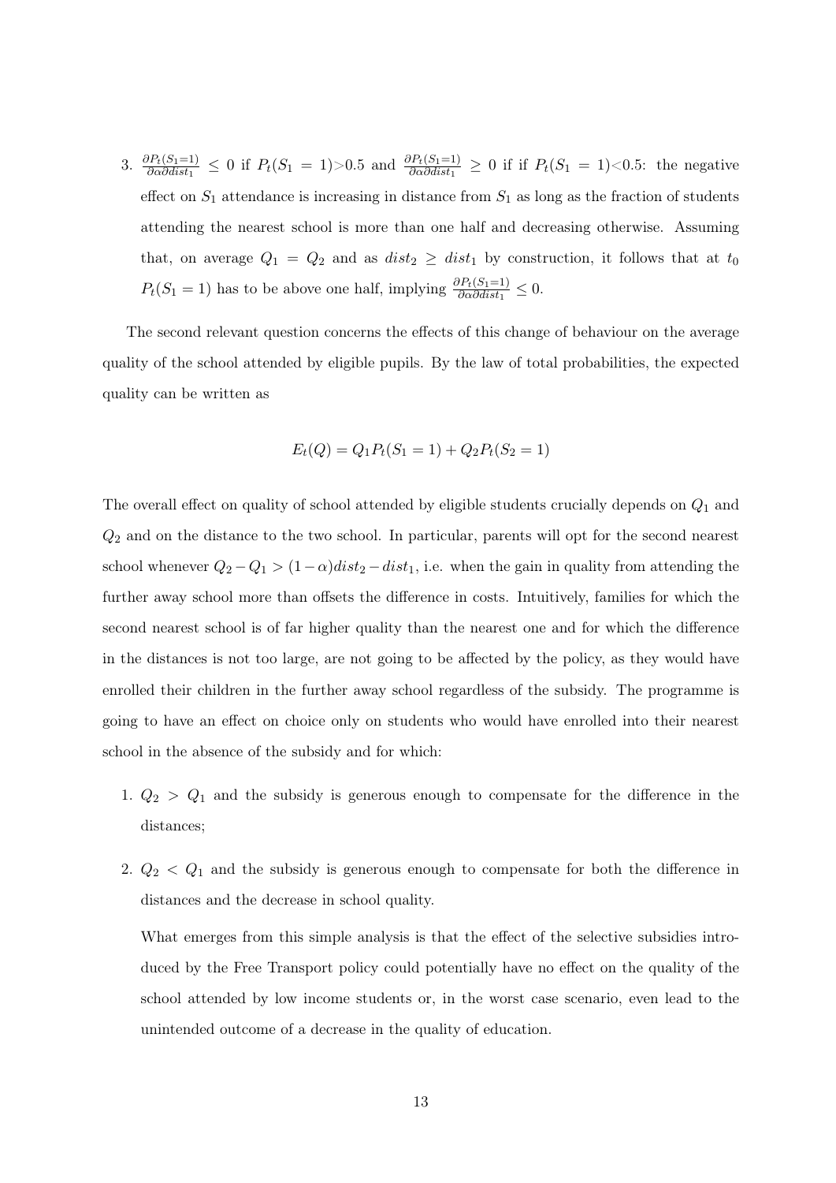3. $\frac{\partial P_t(S_1=1)}{\partial \alpha \partial dist_1} \leq 0$ if $P_t(S_1 = 1)>0.5$ and $\frac{\partial P_t(S_1=1)}{\partial \alpha \partial dist_1} \geq 0$ if if $P_t(S_1 = 1)<0.5$: the negative effect on $S_1$ attendance is increasing in distance from $S_1$ as long as the fraction of students attending the nearest school is more than one half and decreasing otherwise. Assuming that, on average $Q_1 = Q_2$ and as $dist_2 \geq dist_1$ by construction, it follows that at $t_0$ $P_t(S_1 = 1)$ has to be above one half, implying $\frac{\partial P_t(S_1=1)}{\partial \alpha \partial dist_1} \leq 0$.

The second relevant question concerns the effects of this change of behaviour on the average quality of the school attended by eligible pupils. By the law of total probabilities, the expected quality can be written as

$$E_t(Q) = Q_1 P_t(S_1 = 1) + Q_2 P_t(S_2 = 1)$$

The overall effect on quality of school attended by eligible students crucially depends on $Q_1$ and $Q_2$ and on the distance to the two school. In particular, parents will opt for the second nearest school whenever $Q_2 - Q_1 > (1-\alpha)dist_2 - dist_1$, i.e. when the gain in quality from attending the further away school more than offsets the difference in costs. Intuitively, families for which the second nearest school is of far higher quality than the nearest one and for which the difference in the distances is not too large, are not going to be affected by the policy, as they would have enrolled their children in the further away school regardless of the subsidy. The programme is going to have an effect on choice only on students who would have enrolled into their nearest school in the absence of the subsidy and for which:

1. $Q_2 > Q_1$ and the subsidy is generous enough to compensate for the difference in the distances;

2. $Q_2 < Q_1$ and the subsidy is generous enough to compensate for both the difference in distances and the decrease in school quality.

   What emerges from this simple analysis is that the effect of the selective subsidies introduced by the Free Transport policy could potentially have no effect on the quality of the school attended by low income students or, in the worst case scenario, even lead to the unintended outcome of a decrease in the quality of education.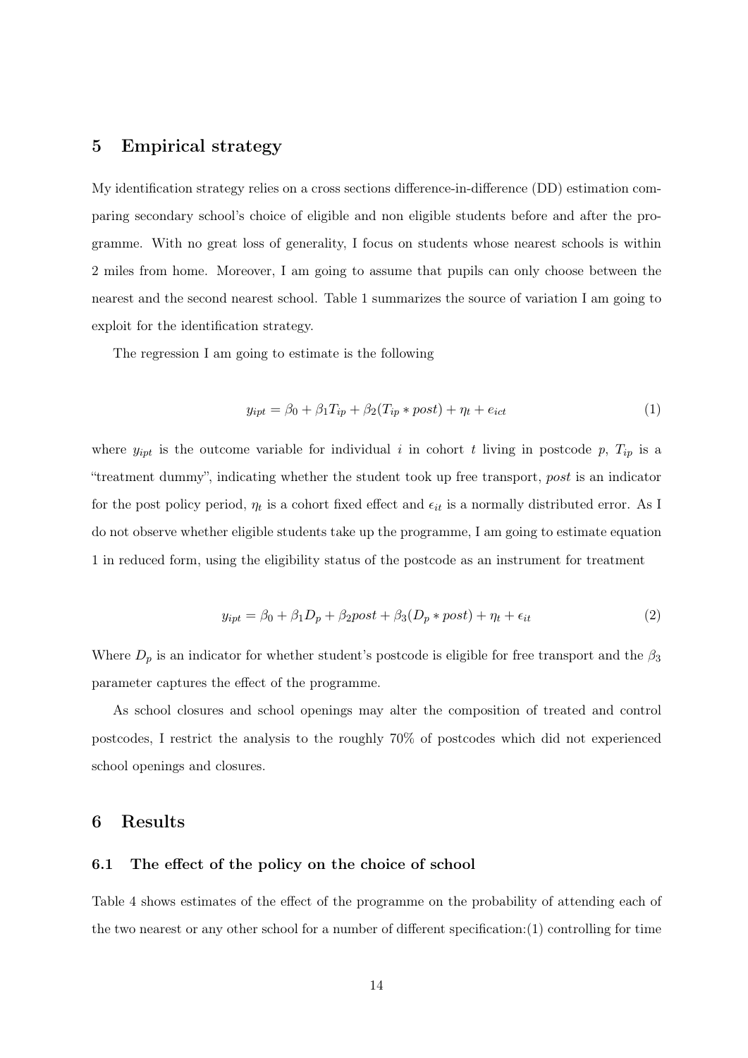## 5 Empirical strategy

My identification strategy relies on a cross sections difference-in-difference (DD) estimation comparing secondary school's choice of eligible and non eligible students before and after the programme. With no great loss of generality, I focus on students whose nearest schools is within 2 miles from home. Moreover, I am going to assume that pupils can only choose between the nearest and the second nearest school. Table 1 summarizes the source of variation I am going to exploit for the identification strategy.

The regression I am going to estimate is the following

$$y_{ipt} = \beta_0 + \beta_1 T_{ip} + \beta_2 (T_{ip} * post) + \eta_t + e_{ict} \tag{1}$$

where $y_{ipt}$ is the outcome variable for individual $i$ in cohort $t$ living in postcode $p$, $T_{ip}$ is a "treatment dummy", indicating whether the student took up free transport, *post* is an indicator for the post policy period, $\eta_t$ is a cohort fixed effect and $\epsilon_{it}$ is a normally distributed error. As I do not observe whether eligible students take up the programme, I am going to estimate equation 1 in reduced form, using the eligibility status of the postcode as an instrument for treatment

$$y_{ipt} = \beta_0 + \beta_1 D_p + \beta_2 post + \beta_3 (D_p * post) + \eta_t + \epsilon_{it} \tag{2}$$

Where $D_p$ is an indicator for whether student's postcode is eligible for free transport and the $\beta_3$ parameter captures the effect of the programme.

As school closures and school openings may alter the composition of treated and control postcodes, I restrict the analysis to the roughly 70% of postcodes which did not experienced school openings and closures.

## 6 Results

### 6.1 The effect of the policy on the choice of school

Table 4 shows estimates of the effect of the programme on the probability of attending each of the two nearest or any other school for a number of different specification:(1) controlling for time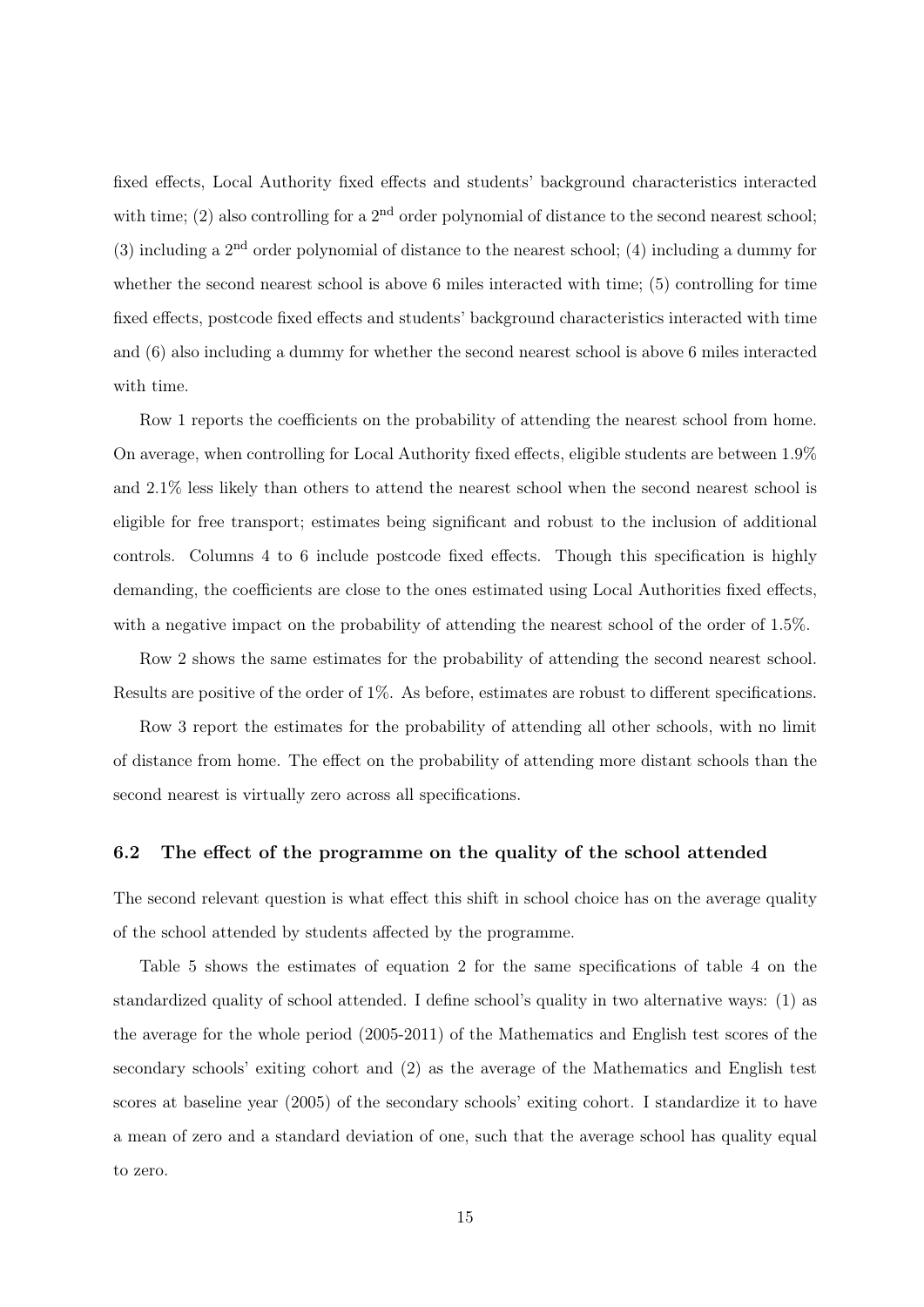fixed effects, Local Authority fixed effects and students' background characteristics interacted with time; (2) also controlling for a $2^{\text{nd}}$ order polynomial of distance to the second nearest school; (3) including a $2^{\text{nd}}$ order polynomial of distance to the nearest school; (4) including a dummy for whether the second nearest school is above 6 miles interacted with time; (5) controlling for time fixed effects, postcode fixed effects and students' background characteristics interacted with time and (6) also including a dummy for whether the second nearest school is above 6 miles interacted with time.

Row 1 reports the coefficients on the probability of attending the nearest school from home. On average, when controlling for Local Authority fixed effects, eligible students are between 1.9% and 2.1% less likely than others to attend the nearest school when the second nearest school is eligible for free transport; estimates being significant and robust to the inclusion of additional controls. Columns 4 to 6 include postcode fixed effects. Though this specification is highly demanding, the coefficients are close to the ones estimated using Local Authorities fixed effects, with a negative impact on the probability of attending the nearest school of the order of 1.5%.

Row 2 shows the same estimates for the probability of attending the second nearest school. Results are positive of the order of 1%. As before, estimates are robust to different specifications.

Row 3 report the estimates for the probability of attending all other schools, with no limit of distance from home. The effect on the probability of attending more distant schools than the second nearest is virtually zero across all specifications.

### 6.2 The effect of the programme on the quality of the school attended

The second relevant question is what effect this shift in school choice has on the average quality of the school attended by students affected by the programme.

Table 5 shows the estimates of equation 2 for the same specifications of table 4 on the standardized quality of school attended. I define school's quality in two alternative ways: (1) as the average for the whole period (2005-2011) of the Mathematics and English test scores of the secondary schools' exiting cohort and (2) as the average of the Mathematics and English test scores at baseline year (2005) of the secondary schools' exiting cohort. I standardize it to have a mean of zero and a standard deviation of one, such that the average school has quality equal to zero.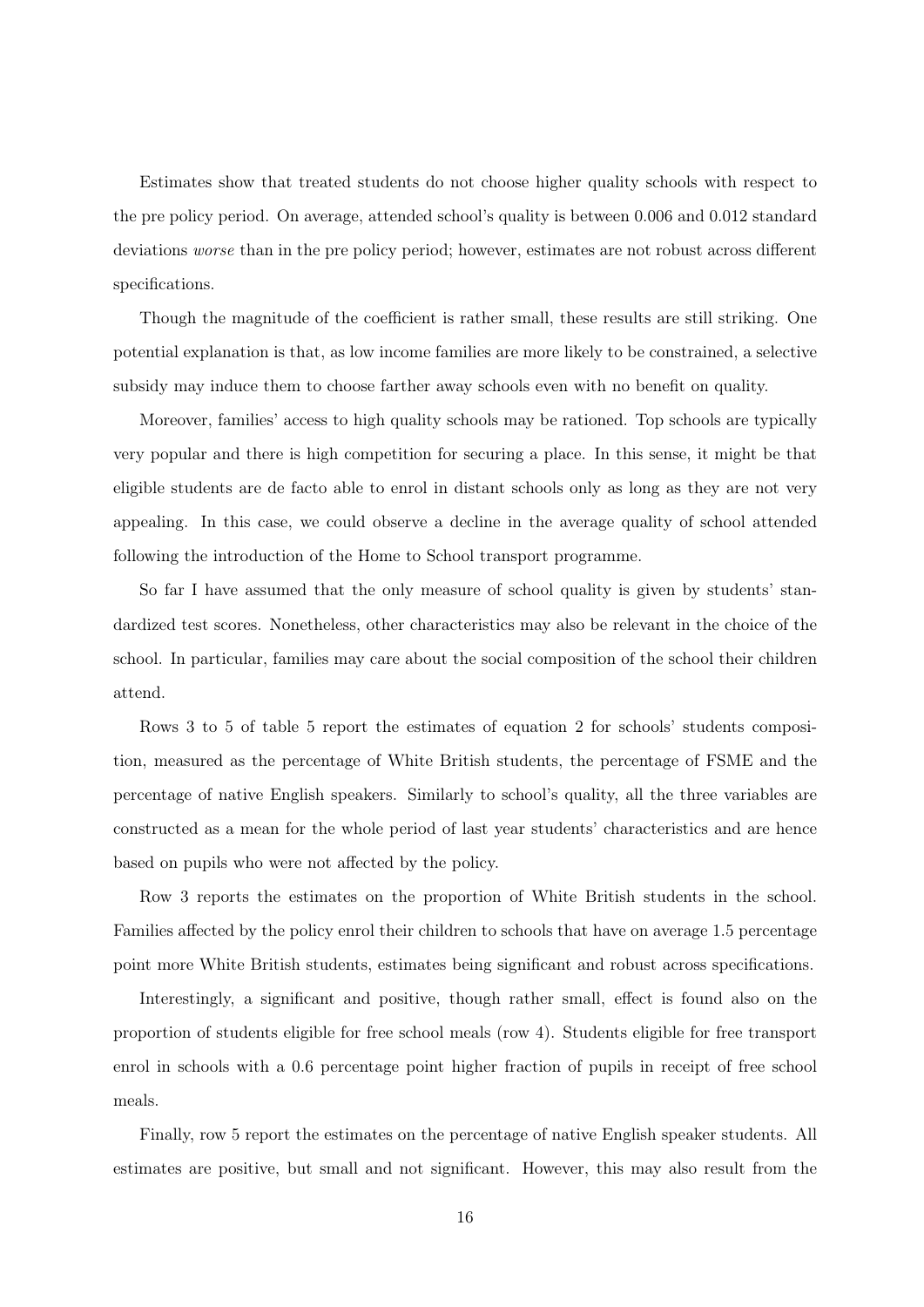Estimates show that treated students do not choose higher quality schools with respect to the pre policy period. On average, attended school's quality is between 0.006 and 0.012 standard deviations *worse* than in the pre policy period; however, estimates are not robust across different specifications.

Though the magnitude of the coefficient is rather small, these results are still striking. One potential explanation is that, as low income families are more likely to be constrained, a selective subsidy may induce them to choose farther away schools even with no benefit on quality.

Moreover, families' access to high quality schools may be rationed. Top schools are typically very popular and there is high competition for securing a place. In this sense, it might be that eligible students are de facto able to enrol in distant schools only as long as they are not very appealing. In this case, we could observe a decline in the average quality of school attended following the introduction of the Home to School transport programme.

So far I have assumed that the only measure of school quality is given by students' standardized test scores. Nonetheless, other characteristics may also be relevant in the choice of the school. In particular, families may care about the social composition of the school their children attend.

Rows 3 to 5 of table 5 report the estimates of equation 2 for schools' students composition, measured as the percentage of White British students, the percentage of FSME and the percentage of native English speakers. Similarly to school's quality, all the three variables are constructed as a mean for the whole period of last year students' characteristics and are hence based on pupils who were not affected by the policy.

Row 3 reports the estimates on the proportion of White British students in the school. Families affected by the policy enrol their children to schools that have on average 1.5 percentage point more White British students, estimates being significant and robust across specifications.

Interestingly, a significant and positive, though rather small, effect is found also on the proportion of students eligible for free school meals (row 4). Students eligible for free transport enrol in schools with a 0.6 percentage point higher fraction of pupils in receipt of free school meals.

Finally, row 5 report the estimates on the percentage of native English speaker students. All estimates are positive, but small and not significant. However, this may also result from the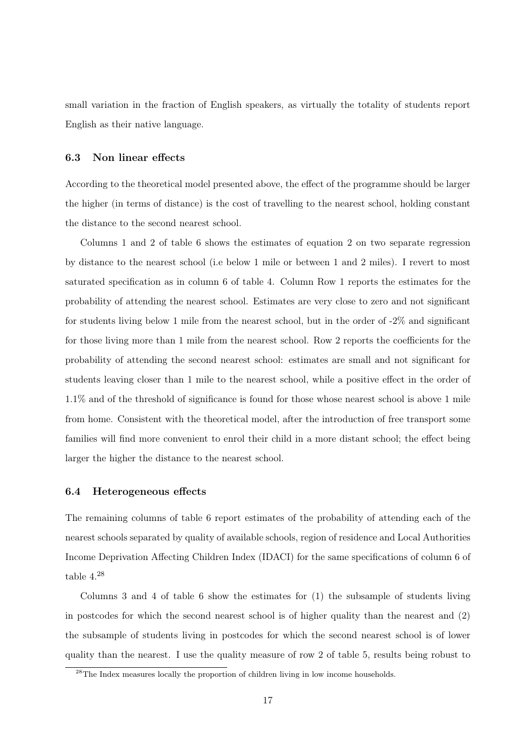small variation in the fraction of English speakers, as virtually the totality of students report English as their native language.

### 6.3 Non linear effects

According to the theoretical model presented above, the effect of the programme should be larger the higher (in terms of distance) is the cost of travelling to the nearest school, holding constant the distance to the second nearest school.

Columns 1 and 2 of table 6 shows the estimates of equation 2 on two separate regression by distance to the nearest school (i.e below 1 mile or between 1 and 2 miles). I revert to most saturated specification as in column 6 of table 4. Column Row 1 reports the estimates for the probability of attending the nearest school. Estimates are very close to zero and not significant for students living below 1 mile from the nearest school, but in the order of -2% and significant for those living more than 1 mile from the nearest school. Row 2 reports the coefficients for the probability of attending the second nearest school: estimates are small and not significant for students leaving closer than 1 mile to the nearest school, while a positive effect in the order of 1.1% and of the threshold of significance is found for those whose nearest school is above 1 mile from home. Consistent with the theoretical model, after the introduction of free transport some families will find more convenient to enrol their child in a more distant school; the effect being larger the higher the distance to the nearest school.

### 6.4 Heterogeneous effects

The remaining columns of table 6 report estimates of the probability of attending each of the nearest schools separated by quality of available schools, region of residence and Local Authorities Income Deprivation Affecting Children Index (IDACI) for the same specifications of column 6 of table 4.[28]

Columns 3 and 4 of table 6 show the estimates for (1) the subsample of students living in postcodes for which the second nearest school is of higher quality than the nearest and (2) the subsample of students living in postcodes for which the second nearest school is of lower quality than the nearest. I use the quality measure of row 2 of table 5, results being robust to

[28]The Index measures locally the proportion of children living in low income households.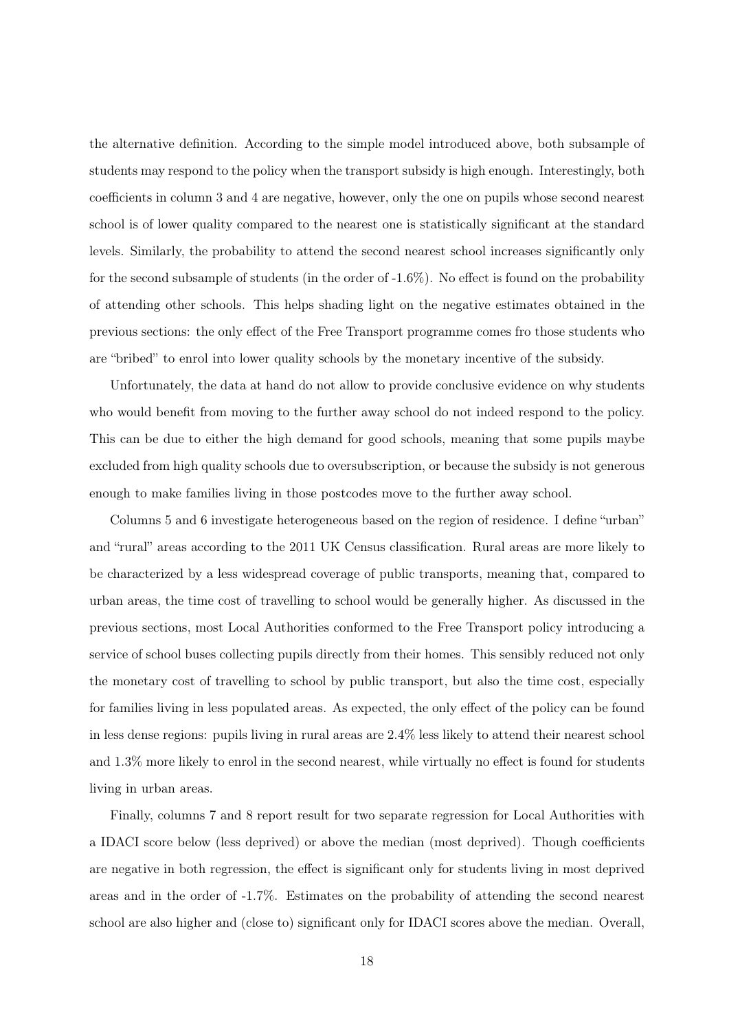the alternative definition. According to the simple model introduced above, both subsample of students may respond to the policy when the transport subsidy is high enough. Interestingly, both coefficients in column 3 and 4 are negative, however, only the one on pupils whose second nearest school is of lower quality compared to the nearest one is statistically significant at the standard levels. Similarly, the probability to attend the second nearest school increases significantly only for the second subsample of students (in the order of -1.6%). No effect is found on the probability of attending other schools. This helps shading light on the negative estimates obtained in the previous sections: the only effect of the Free Transport programme comes fro those students who are "bribed" to enrol into lower quality schools by the monetary incentive of the subsidy.

Unfortunately, the data at hand do not allow to provide conclusive evidence on why students who would benefit from moving to the further away school do not indeed respond to the policy. This can be due to either the high demand for good schools, meaning that some pupils maybe excluded from high quality schools due to oversubscription, or because the subsidy is not generous enough to make families living in those postcodes move to the further away school.

Columns 5 and 6 investigate heterogeneous based on the region of residence. I define "urban" and "rural" areas according to the 2011 UK Census classification. Rural areas are more likely to be characterized by a less widespread coverage of public transports, meaning that, compared to urban areas, the time cost of travelling to school would be generally higher. As discussed in the previous sections, most Local Authorities conformed to the Free Transport policy introducing a service of school buses collecting pupils directly from their homes. This sensibly reduced not only the monetary cost of travelling to school by public transport, but also the time cost, especially for families living in less populated areas. As expected, the only effect of the policy can be found in less dense regions: pupils living in rural areas are 2.4% less likely to attend their nearest school and 1.3% more likely to enrol in the second nearest, while virtually no effect is found for students living in urban areas.

Finally, columns 7 and 8 report result for two separate regression for Local Authorities with a IDACI score below (less deprived) or above the median (most deprived). Though coefficients are negative in both regression, the effect is significant only for students living in most deprived areas and in the order of -1.7%. Estimates on the probability of attending the second nearest school are also higher and (close to) significant only for IDACI scores above the median. Overall,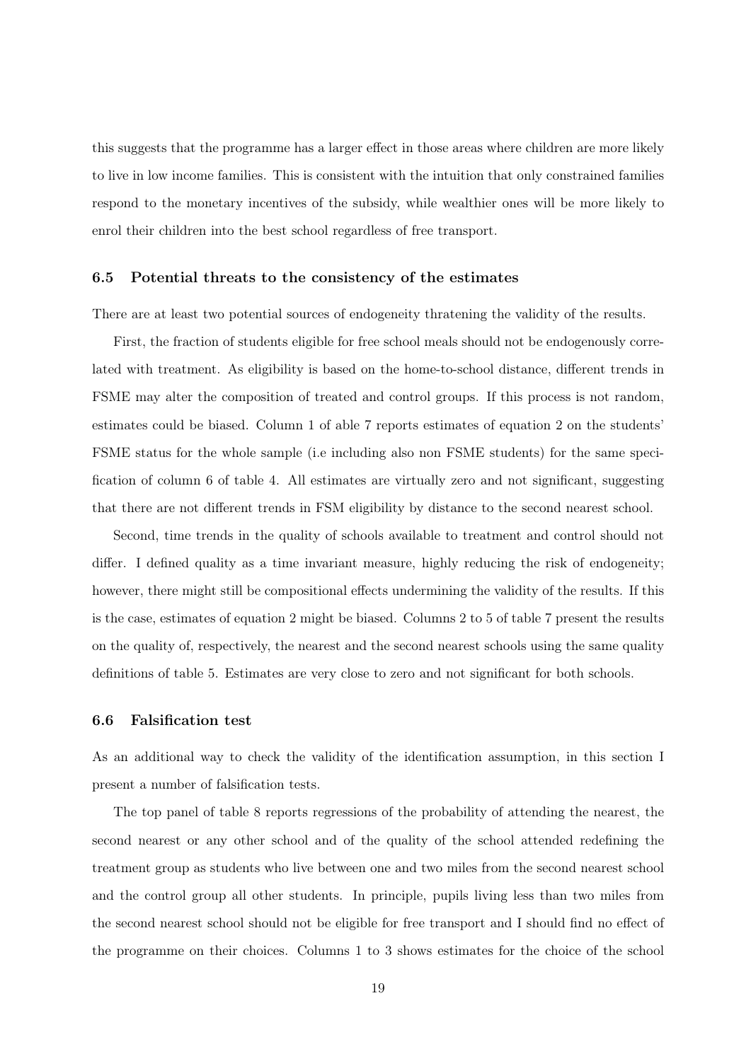this suggests that the programme has a larger effect in those areas where children are more likely to live in low income families. This is consistent with the intuition that only constrained families respond to the monetary incentives of the subsidy, while wealthier ones will be more likely to enrol their children into the best school regardless of free transport.

### 6.5 Potential threats to the consistency of the estimates

There are at least two potential sources of endogeneity thratening the validity of the results.

First, the fraction of students eligible for free school meals should not be endogenously correlated with treatment. As eligibility is based on the home-to-school distance, different trends in FSME may alter the composition of treated and control groups. If this process is not random, estimates could be biased. Column 1 of able 7 reports estimates of equation 2 on the students' FSME status for the whole sample (i.e including also non FSME students) for the same specification of column 6 of table 4. All estimates are virtually zero and not significant, suggesting that there are not different trends in FSM eligibility by distance to the second nearest school.

Second, time trends in the quality of schools available to treatment and control should not differ. I defined quality as a time invariant measure, highly reducing the risk of endogeneity; however, there might still be compositional effects undermining the validity of the results. If this is the case, estimates of equation 2 might be biased. Columns 2 to 5 of table 7 present the results on the quality of, respectively, the nearest and the second nearest schools using the same quality definitions of table 5. Estimates are very close to zero and not significant for both schools.

### 6.6 Falsification test

As an additional way to check the validity of the identification assumption, in this section I present a number of falsification tests.

The top panel of table 8 reports regressions of the probability of attending the nearest, the second nearest or any other school and of the quality of the school attended redefining the treatment group as students who live between one and two miles from the second nearest school and the control group all other students. In principle, pupils living less than two miles from the second nearest school should not be eligible for free transport and I should find no effect of the programme on their choices. Columns 1 to 3 shows estimates for the choice of the school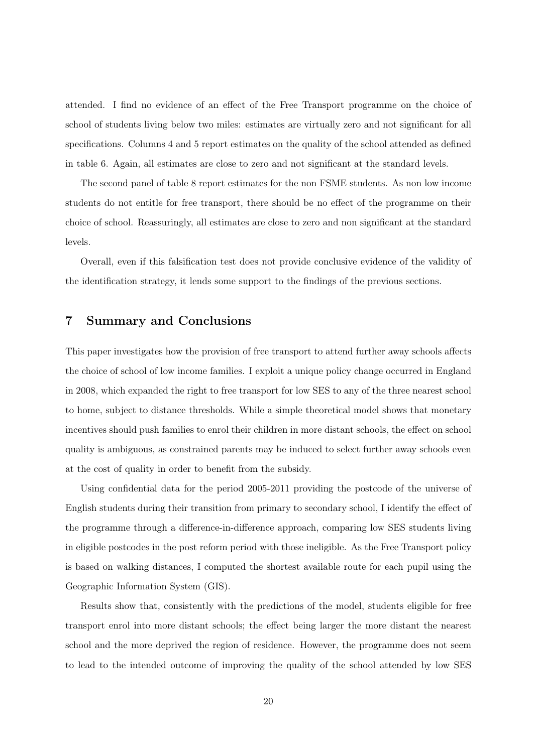attended. I find no evidence of an effect of the Free Transport programme on the choice of school of students living below two miles: estimates are virtually zero and not significant for all specifications. Columns 4 and 5 report estimates on the quality of the school attended as defined in table 6. Again, all estimates are close to zero and not significant at the standard levels.

The second panel of table 8 report estimates for the non FSME students. As non low income students do not entitle for free transport, there should be no effect of the programme on their choice of school. Reassuringly, all estimates are close to zero and non significant at the standard levels.

Overall, even if this falsification test does not provide conclusive evidence of the validity of the identification strategy, it lends some support to the findings of the previous sections.

## 7 Summary and Conclusions

This paper investigates how the provision of free transport to attend further away schools affects the choice of school of low income families. I exploit a unique policy change occurred in England in 2008, which expanded the right to free transport for low SES to any of the three nearest school to home, subject to distance thresholds. While a simple theoretical model shows that monetary incentives should push families to enrol their children in more distant schools, the effect on school quality is ambiguous, as constrained parents may be induced to select further away schools even at the cost of quality in order to benefit from the subsidy.

Using confidential data for the period 2005-2011 providing the postcode of the universe of English students during their transition from primary to secondary school, I identify the effect of the programme through a difference-in-difference approach, comparing low SES students living in eligible postcodes in the post reform period with those ineligible. As the Free Transport policy is based on walking distances, I computed the shortest available route for each pupil using the Geographic Information System (GIS).

Results show that, consistently with the predictions of the model, students eligible for free transport enrol into more distant schools; the effect being larger the more distant the nearest school and the more deprived the region of residence. However, the programme does not seem to lead to the intended outcome of improving the quality of the school attended by low SES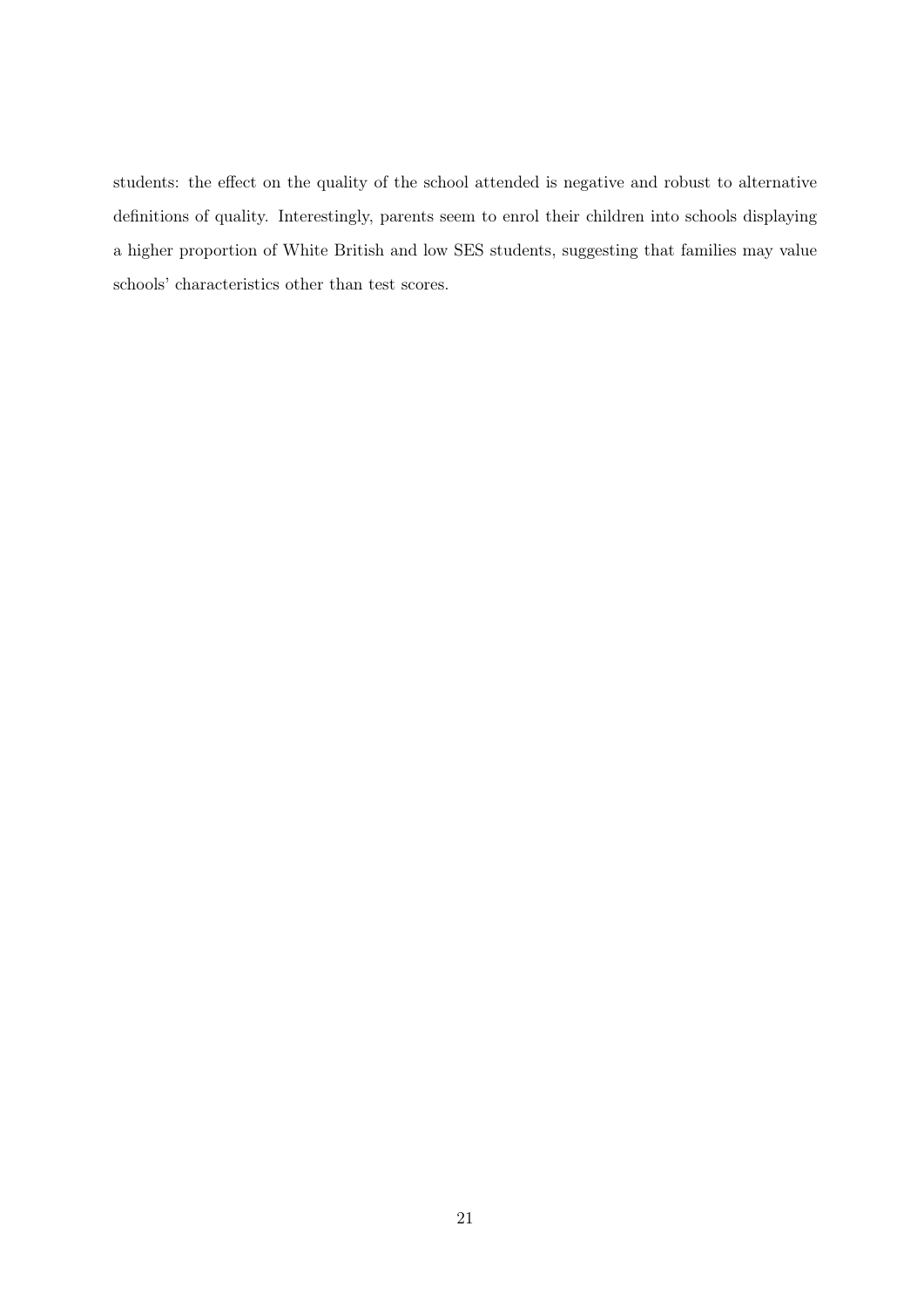students: the effect on the quality of the school attended is negative and robust to alternative definitions of quality. Interestingly, parents seem to enrol their children into schools displaying a higher proportion of White British and low SES students, suggesting that families may value schools' characteristics other than test scores.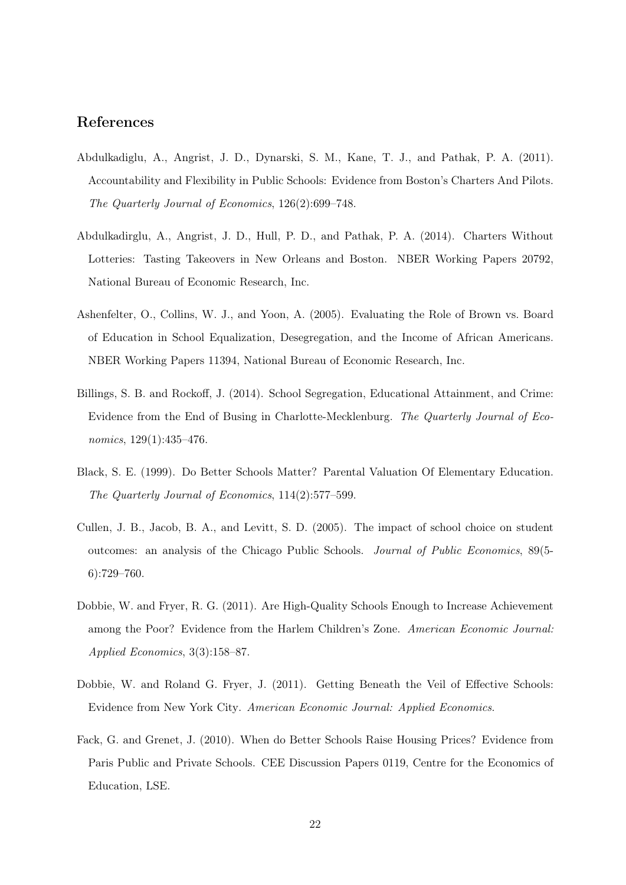## References

Abdulkadiglu, A., Angrist, J. D., Dynarski, S. M., Kane, T. J., and Pathak, P. A. (2011). Accountability and Flexibility in Public Schools: Evidence from Boston's Charters And Pilots. *The Quarterly Journal of Economics*, 126(2):699–748.

Abdulkadirglu, A., Angrist, J. D., Hull, P. D., and Pathak, P. A. (2014). Charters Without Lotteries: Tasting Takeovers in New Orleans and Boston. NBER Working Papers 20792, National Bureau of Economic Research, Inc.

Ashenfelter, O., Collins, W. J., and Yoon, A. (2005). Evaluating the Role of Brown vs. Board of Education in School Equalization, Desegregation, and the Income of African Americans. NBER Working Papers 11394, National Bureau of Economic Research, Inc.

Billings, S. B. and Rockoff, J. (2014). School Segregation, Educational Attainment, and Crime: Evidence from the End of Busing in Charlotte-Mecklenburg. *The Quarterly Journal of Economics*, 129(1):435–476.

Black, S. E. (1999). Do Better Schools Matter? Parental Valuation Of Elementary Education. *The Quarterly Journal of Economics*, 114(2):577–599.

Cullen, J. B., Jacob, B. A., and Levitt, S. D. (2005). The impact of school choice on student outcomes: an analysis of the Chicago Public Schools. *Journal of Public Economics*, 89(5-6):729–760.

Dobbie, W. and Fryer, R. G. (2011). Are High-Quality Schools Enough to Increase Achievement among the Poor? Evidence from the Harlem Children's Zone. *American Economic Journal: Applied Economics*, 3(3):158–87.

Dobbie, W. and Roland G. Fryer, J. (2011). Getting Beneath the Veil of Effective Schools: Evidence from New York City. *American Economic Journal: Applied Economics*.

Fack, G. and Grenet, J. (2010). When do Better Schools Raise Housing Prices? Evidence from Paris Public and Private Schools. CEE Discussion Papers 0119, Centre for the Economics of Education, LSE.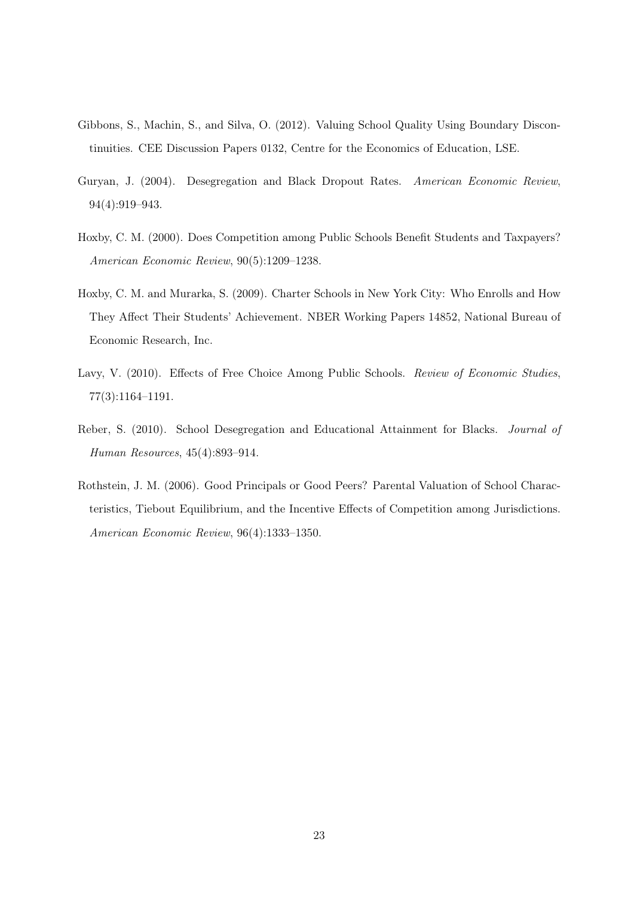Gibbons, S., Machin, S., and Silva, O. (2012). Valuing School Quality Using Boundary Discontinuities. CEE Discussion Papers 0132, Centre for the Economics of Education, LSE.

Guryan, J. (2004). Desegregation and Black Dropout Rates. *American Economic Review*, 94(4):919–943.

Hoxby, C. M. (2000). Does Competition among Public Schools Benefit Students and Taxpayers? *American Economic Review*, 90(5):1209–1238.

Hoxby, C. M. and Murarka, S. (2009). Charter Schools in New York City: Who Enrolls and How They Affect Their Students' Achievement. NBER Working Papers 14852, National Bureau of Economic Research, Inc.

Lavy, V. (2010). Effects of Free Choice Among Public Schools. *Review of Economic Studies*, 77(3):1164–1191.

Reber, S. (2010). School Desegregation and Educational Attainment for Blacks. *Journal of Human Resources*, 45(4):893–914.

Rothstein, J. M. (2006). Good Principals or Good Peers? Parental Valuation of School Characteristics, Tiebout Equilibrium, and the Incentive Effects of Competition among Jurisdictions. *American Economic Review*, 96(4):1333–1350.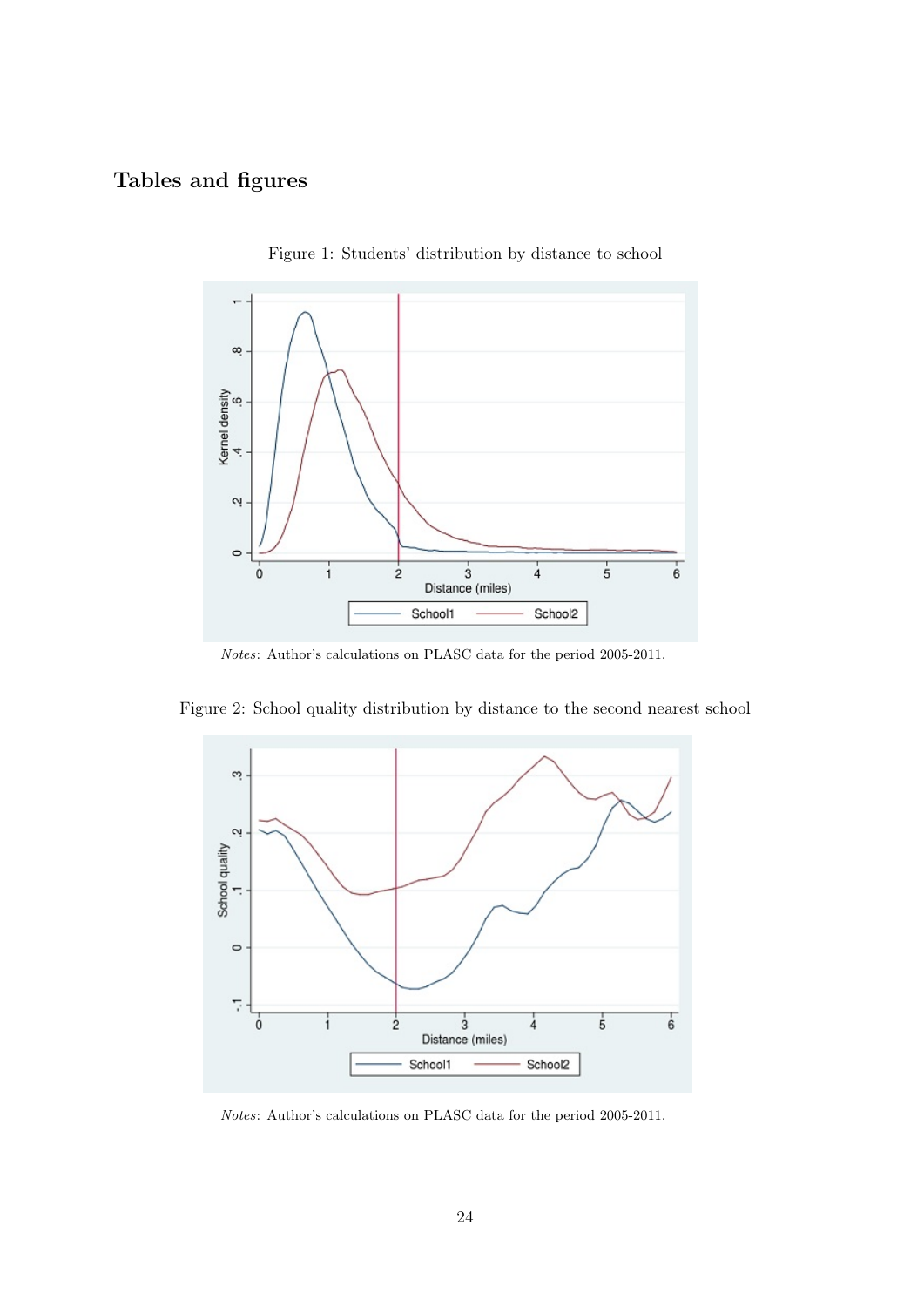## Tables and figures

Figure 1: Students' distribution by distance to school

*Notes*: Author's calculations on PLASC data for the period 2005-2011.

Figure 2: School quality distribution by distance to the second nearest school

*Notes*: Author's calculations on PLASC data for the period 2005-2011.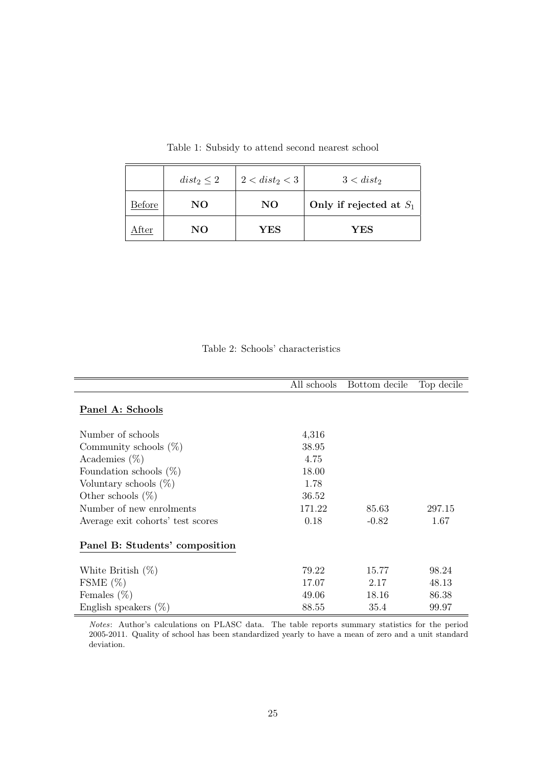Table 1: Subsidy to attend second nearest school

| | $dist_2 \leq 2$ | $2 < dist_2 < 3$ | $3 < dist_2$ |
|---|---|---|---|
| Before | **NO** | **NO** | **Only if rejected at $S_1$** |
| After | **NO** | **YES** | **YES** |

Table 2: Schools' characteristics

| | All schools | Bottom decile | Top decile |
|---|---|---|---|
| **Panel A: Schools** | | | |
| Number of schools | 4,316 | | |
| Community schools (%) | 38.95 | | |
| Academies (%) | 4.75 | | |
| Foundation schools (%) | 18.00 | | |
| Voluntary schools (%) | 1.78 | | |
| Other schools (%) | 36.52 | | |
| Number of new enrolments | 171.22 | 85.63 | 297.15 |
| Average exit cohorts' test scores | 0.18 | -0.82 | 1.67 |
| **Panel B: Students' composition** | | | |
| White British (%) | 79.22 | 15.77 | 98.24 |
| FSME (%) | 17.07 | 2.17 | 48.13 |
| Females (%) | 49.06 | 18.16 | 86.38 |
| English speakers (%) | 88.55 | 35.4 | 99.97 |

*Notes*: Author's calculations on PLASC data. The table reports summary statistics for the period 2005-2011. Quality of school has been standardized yearly to have a mean of zero and a unit standard deviation.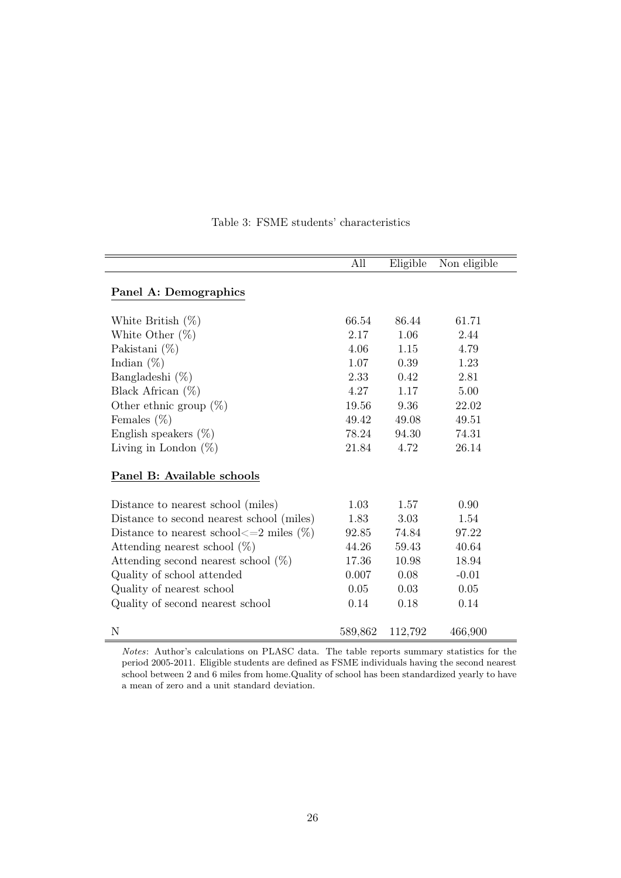Table 3: FSME students' characteristics

| | All | Eligible | Non eligible |
|---|---|---|---|
| **Panel A: Demographics** | | | |
| White British (%) | 66.54 | 86.44 | 61.71 |
| White Other (%) | 2.17 | 1.06 | 2.44 |
| Pakistani (%) | 4.06 | 1.15 | 4.79 |
| Indian (%) | 1.07 | 0.39 | 1.23 |
| Bangladeshi (%) | 2.33 | 0.42 | 2.81 |
| Black African (%) | 4.27 | 1.17 | 5.00 |
| Other ethnic group (%) | 19.56 | 9.36 | 22.02 |
| Females (%) | 49.42 | 49.08 | 49.51 |
| English speakers (%) | 78.24 | 94.30 | 74.31 |
| Living in London (%) | 21.84 | 4.72 | 26.14 |
| **Panel B: Available schools** | | | |
| Distance to nearest school (miles) | 1.03 | 1.57 | 0.90 |
| Distance to second nearest school (miles) | 1.83 | 3.03 | 1.54 |
| Distance to nearest school<=2 miles (%) | 92.85 | 74.84 | 97.22 |
| Attending nearest school (%) | 44.26 | 59.43 | 40.64 |
| Attending second nearest school (%) | 17.36 | 10.98 | 18.94 |
| Quality of school attended | 0.007 | 0.08 | -0.01 |
| Quality of nearest school | 0.05 | 0.03 | 0.05 |
| Quality of second nearest school | 0.14 | 0.18 | 0.14 |
| N | 589,862 | 112,792 | 466,900 |

*Notes*: Author's calculations on PLASC data. The table reports summary statistics for the period 2005-2011. Eligible students are defined as FSME individuals having the second nearest school between 2 and 6 miles from home.Quality of school has been standardized yearly to have a mean of zero and a unit standard deviation.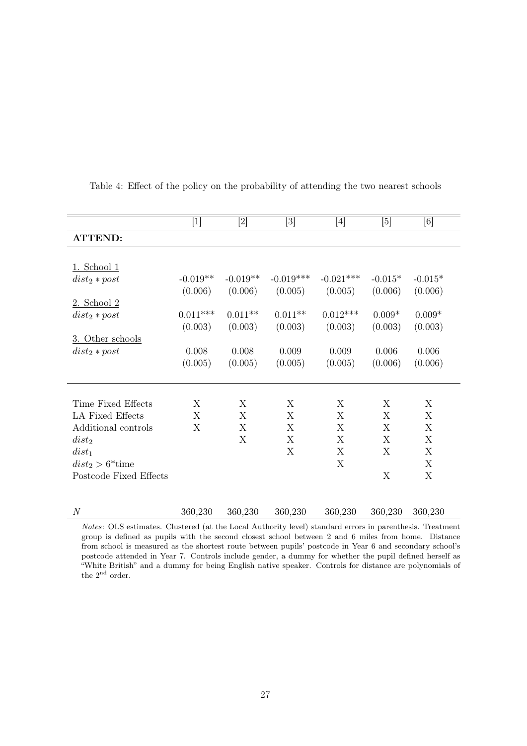Table 4: Effect of the policy on the probability of attending the two nearest schools

| | [1] | [2] | [3] | [4] | [5] | [6] |
|---|---|---|---|---|---|---|
| **ATTEND:** | | | | | | |
| 1. School 1 | | | | | | |
| $dist_2 * post$ | -0.019** | -0.019** | -0.019*** | -0.021*** | -0.015* | -0.015* |
| | (0.006) | (0.006) | (0.005) | (0.005) | (0.006) | (0.006) |
| 2. School 2 | | | | | | |
| $dist_2 * post$ | 0.011*** | 0.011** | 0.011** | 0.012*** | 0.009* | 0.009* |
| | (0.003) | (0.003) | (0.003) | (0.003) | (0.003) | (0.003) |
| 3. Other schools | | | | | | |
| $dist_2 * post$ | 0.008 | 0.008 | 0.009 | 0.009 | 0.006 | 0.006 |
| | (0.005) | (0.005) | (0.005) | (0.005) | (0.006) | (0.006) |
| Time Fixed Effects | X | X | X | X | X | X |
| LA Fixed Effects | X | X | X | X | X | X |
| Additional controls | X | X | X | X | X | X |
| $dist_2$ | | X | X | X | X | X |
| $dist_1$ | | | X | X | X | X |
| $dist_2 > 6$*time | | | | X | | X |
| Postcode Fixed Effects | | | | | X | X |
| $N$ | 360,230 | 360,230 | 360,230 | 360,230 | 360,230 | 360,230 |

*Notes*: OLS estimates. Clustered (at the Local Authority level) standard errors in parenthesis. Treatment group is defined as pupils with the second closest school between 2 and 6 miles from home. Distance from school is measured as the shortest route between pupils' postcode in Year 6 and secondary school's postcode attended in Year 7. Controls include gender, a dummy for whether the pupil defined herself as "White British" and a dummy for being English native speaker. Controls for distance are polynomials of the $2^{\text{nd}}$ order.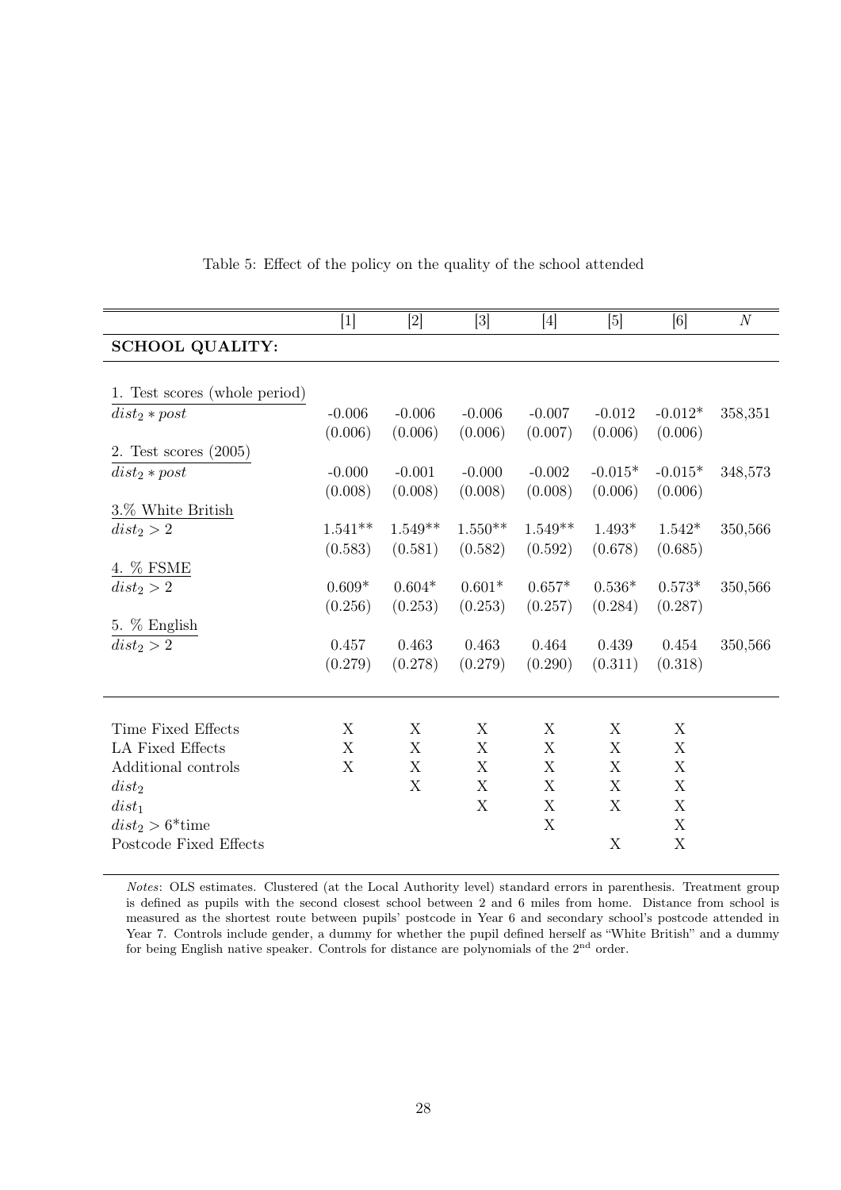Table 5: Effect of the policy on the quality of the school attended

| | [1] | [2] | [3] | [4] | [5] | [6] | $N$ |
|---|---|---|---|---|---|---|---|
| **SCHOOL QUALITY:** | | | | | | | |
| 1. Test scores (whole period) | | | | | | | |
| $dist_2 * post$ | -0.006 | -0.006 | -0.006 | -0.007 | -0.012 | -0.012* | 358,351 |
| | (0.006) | (0.006) | (0.006) | (0.007) | (0.006) | (0.006) | |
| 2. Test scores (2005) | | | | | | | |
| $dist_2 * post$ | -0.000 | -0.001 | -0.000 | -0.002 | -0.015* | -0.015* | 348,573 |
| | (0.008) | (0.008) | (0.008) | (0.008) | (0.006) | (0.006) | |
| 3.% White British | | | | | | | |
| $dist_2 > 2$ | 1.541** | 1.549** | 1.550** | 1.549** | 1.493* | 1.542* | 350,566 |
| | (0.583) | (0.581) | (0.582) | (0.592) | (0.678) | (0.685) | |
| 4. % FSME | | | | | | | |
| $dist_2 > 2$ | 0.609* | 0.604* | 0.601* | 0.657* | 0.536* | 0.573* | 350,566 |
| | (0.256) | (0.253) | (0.253) | (0.257) | (0.284) | (0.287) | |
| 5. % English | | | | | | | |
| $dist_2 > 2$ | 0.457 | 0.463 | 0.463 | 0.464 | 0.439 | 0.454 | 350,566 |
| | (0.279) | (0.278) | (0.279) | (0.290) | (0.311) | (0.318) | |
| Time Fixed Effects | X | X | X | X | X | X | |
| LA Fixed Effects | X | X | X | X | X | X | |
| Additional controls | X | X | X | X | X | X | |
| $dist_2$ | | X | X | X | X | X | |
| $dist_1$ | | | X | X | X | X | |
| $dist_2 > 6$*time | | | | X | | X | |
| Postcode Fixed Effects | | | | | X | X | |

*Notes*: OLS estimates. Clustered (at the Local Authority level) standard errors in parenthesis. Treatment group is defined as pupils with the second closest school between 2 and 6 miles from home. Distance from school is measured as the shortest route between pupils' postcode in Year 6 and secondary school's postcode attended in Year 7. Controls include gender, a dummy for whether the pupil defined herself as "White British" and a dummy for being English native speaker. Controls for distance are polynomials of the 2nd order.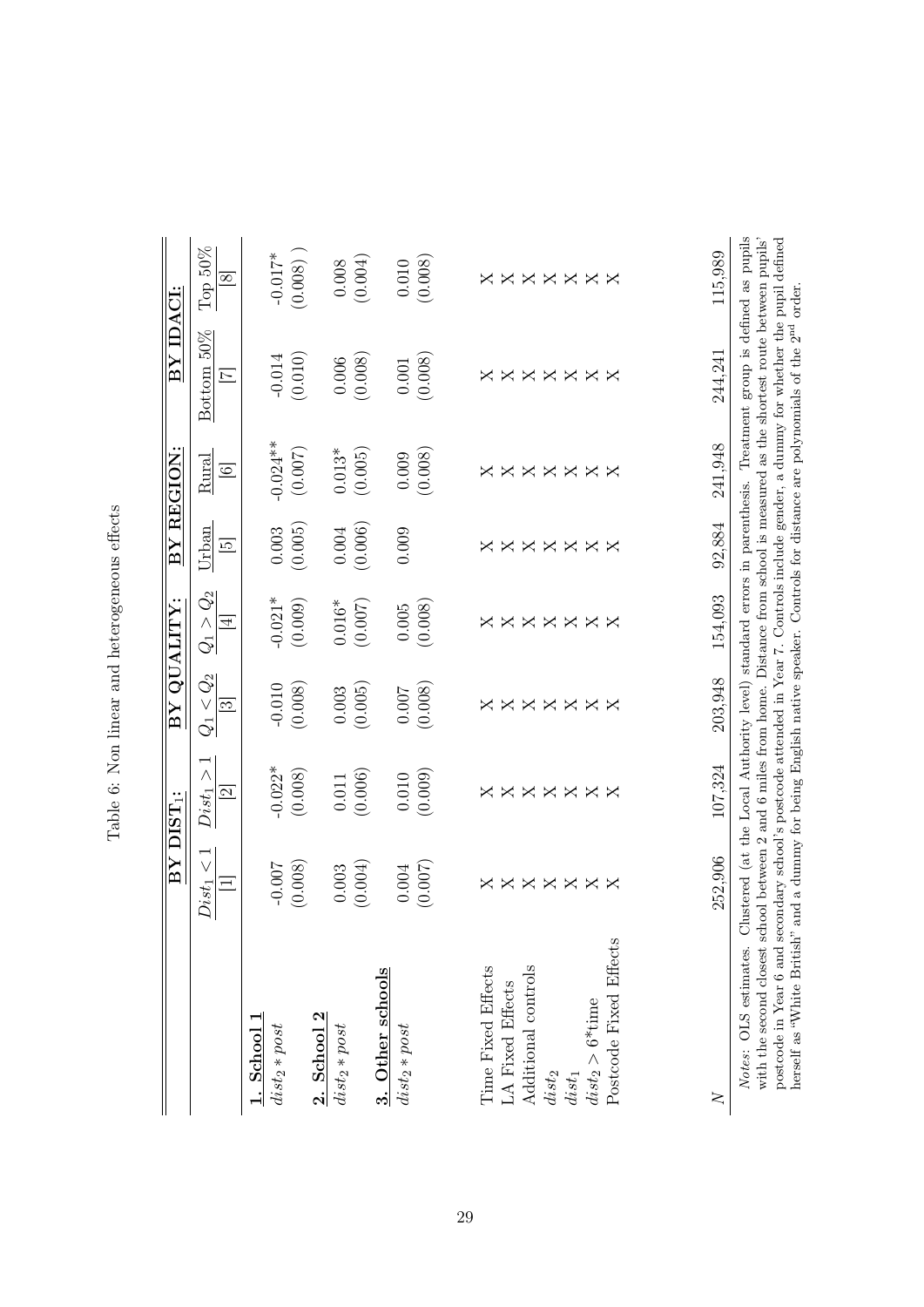Table 6: Non linear and heterogeneous effects

| | BY DIST$_1$: | | BY QUALITY: | | BY REGION: | | BY IDACI: | |
|---|---|---|---|---|---|---|---|---|
| | $Dist_1 < 1$ | $Dist_1 > 1$ | $Q_1 < Q_2$ | $Q_1 > Q_2$ | Urban | Rural | Bottom 50% | Top 50% |
| | [1] | [2] | [3] | [4] | [5] | [6] | [7] | [8] |
| **1. School 1** | | | | | | | | |
| $dist_2 * post$ | -0.007 | -0.022* | -0.010 | -0.021* | 0.003 | -0.024** | -0.014 | -0.017* |
| | (0.008) | (0.008) | (0.008) | (0.009) | (0.005) | (0.007) | (0.010) | (0.008) ) |
| **2. School 2** | | | | | | | | |
| $dist_2 * post$ | 0.003 | 0.011 | 0.003 | 0.016* | 0.004 | 0.013* | 0.006 | 0.008 |
| | (0.004) | (0.006) | (0.005) | (0.007) | (0.006) | (0.005) | (0.008) | (0.004) |
| **3. Other schools** | | | | | | | | |
| $dist_2 * post$ | 0.004 | 0.010 | 0.007 | 0.005 | 0.009 | 0.009 | 0.001 | 0.010 |
| | (0.007) | (0.009) | (0.008) | (0.008) | | (0.008) | (0.008) | (0.008) |
| Time Fixed Effects | X | X | X | X | X | X | X | X |
| LA Fixed Effects | X | X | X | X | X | X | X | X |
| Additional controls | X | X | X | X | X | X | X | X |
| $dist_2$ | X | X | X | X | X | X | X | X |
| $dist_1$ | X | X | X | X | X | X | X | X |
| $dist_2 > 6$*time | X | X | X | X | X | X | X | X |
| Postcode Fixed Effects | X | X | X | X | X | X | X | X |
| $N$ | 252,906 | 107,324 | 203,948 | 154,093 | 92,884 | 241,948 | 244,241 | 115,989 |

*Notes*: OLS estimates. Clustered (at the Local Authority level) standard errors in parenthesis. Treatment group is defined as pupils with the second closest school between 2 and 6 miles from home. Distance from school is measured as the shortest route between pupils' postcode in Year 6 and secondary school's postcode attended in Year 7. Controls include gender, a dummy for whether the pupil defined herself as "White British" and a dummy for being English native speaker. Controls for distance are polynomials of the 2[nd] order.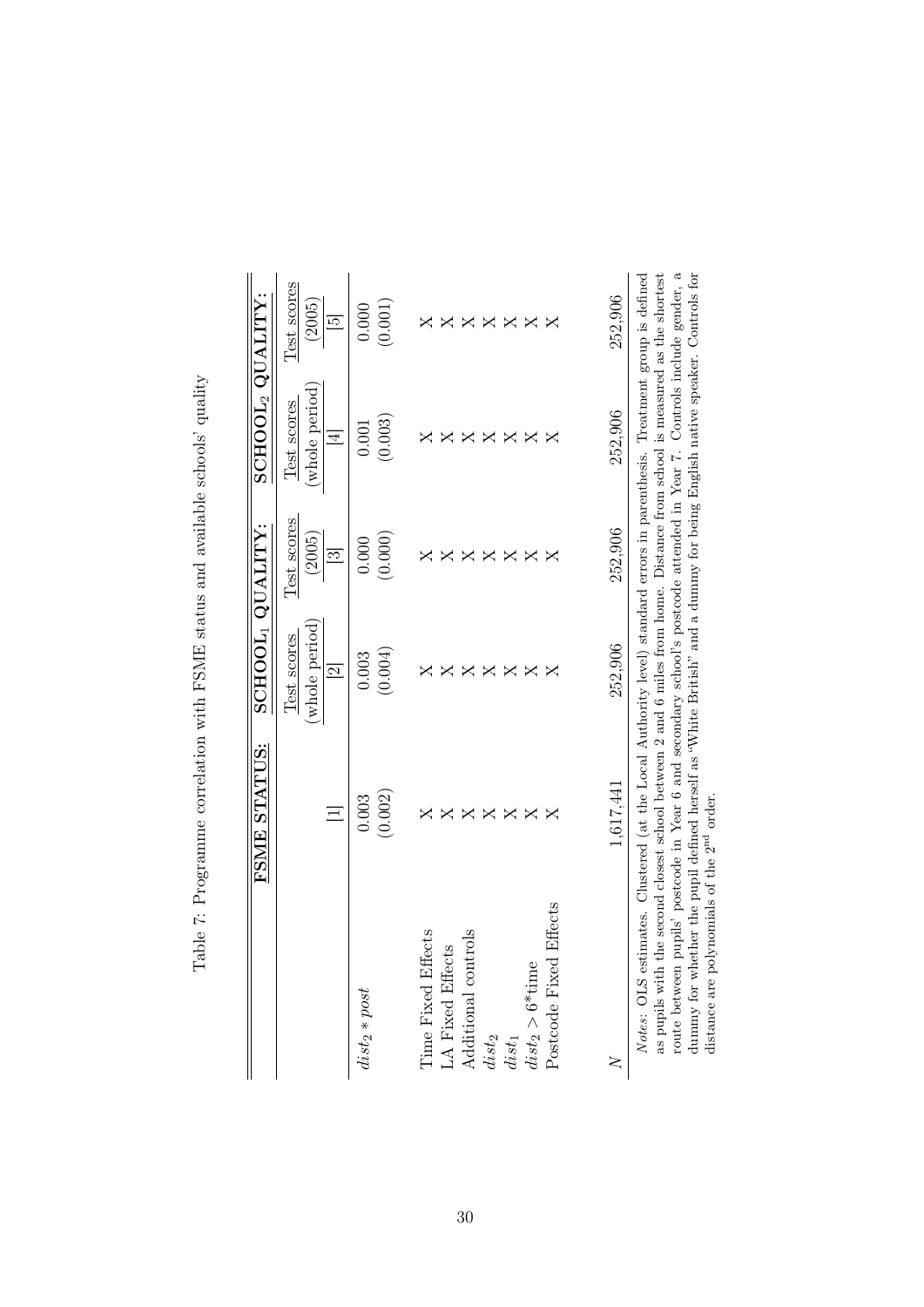Table 7: Programme correlation with FSME status and available schools' quality

| | FSME STATUS: | SCHOOL$_1$ QUALITY: | | SCHOOL$_2$ QUALITY: | |
|---|---|---|---|---|---|
| | | Test scores (whole period) | Test scores (2005) | Test scores (whole period) | Test scores (2005) |
| | [1] | [2] | [3] | [4] | [5] |
| $dist_2 * post$ | 0.003 | 0.003 | 0.000 | 0.001 | 0.000 |
| | (0.002) | (0.004) | (0.000) | (0.003) | (0.001) |
| Time Fixed Effects | X | X | X | X | X |
| LA Fixed Effects | X | X | X | X | X |
| Additional controls | X | X | X | X | X |
| $dist_2$ | X | X | X | X | X |
| $dist_1$ | X | X | X | X | X |
| $dist_2 > 6$*time | X | X | X | X | X |
| Postcode Fixed Effects | X | X | X | X | X |
| $N$ | 1,617,441 | 252,906 | 252,906 | 252,906 | 252,906 |

*Notes*: OLS estimates. Clustered (at the Local Authority level) standard errors in parenthesis. Treatment group is defined as pupils with the second closest school between 2 and 6 miles from home. Distance from school is measured as the shortest route between pupils' postcode in Year 6 and secondary school's postcode attended in Year 7. Controls include gender, a dummy for whether the pupil defined herself as "White British" and a dummy for being English native speaker. Controls for distance are polynomials of the 2nd order.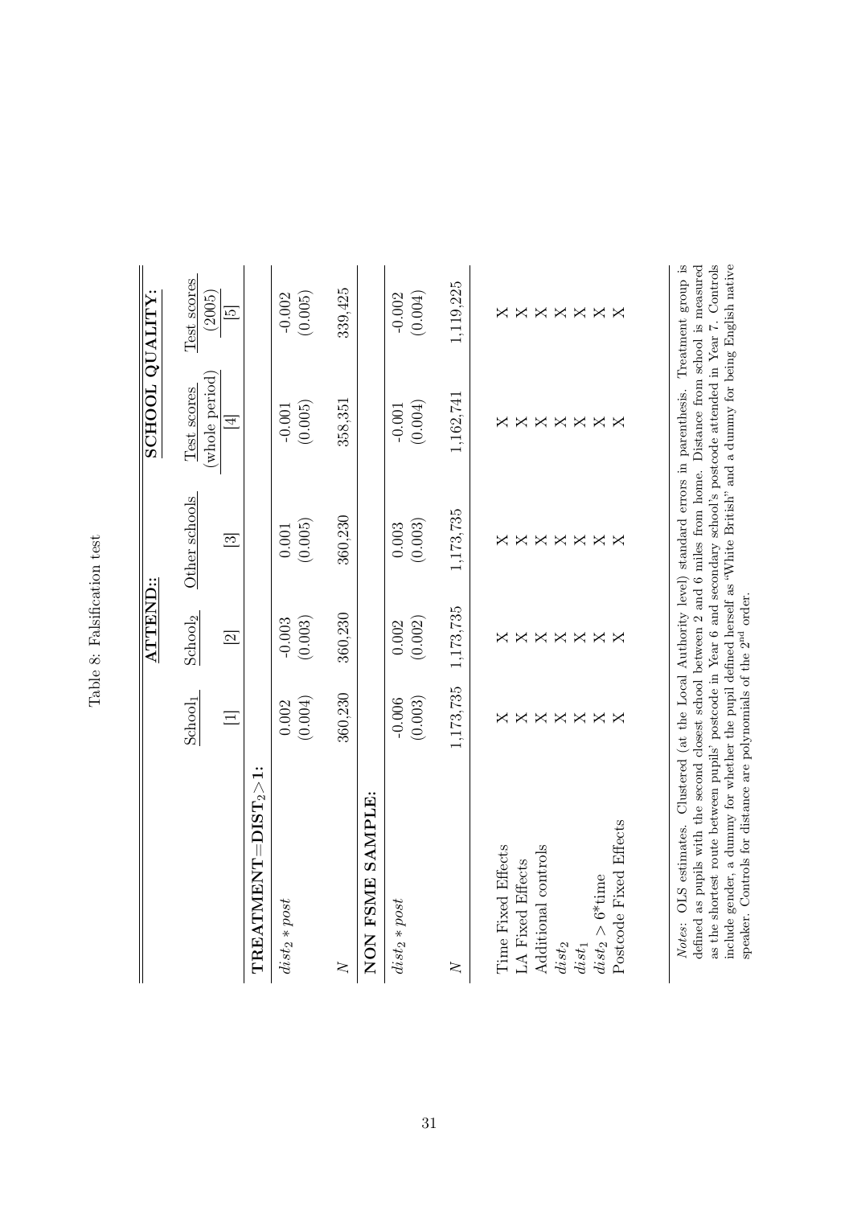Table 8: Falsification test

| | ATTEND:: | | | SCHOOL QUALITY: | |
|---|---|---|---|---|---|
| | $\text{School}_1$ | $\text{School}_2$ | Other schools | Test scores (whole period) | Test scores (2005) |
| | [1] | [2] | [3] | [4] | [5] |
| **TREATMENT=DIST$_2$>1:** | | | | | |
| $dist_2 * post$ | 0.002 | -0.003 | 0.001 | -0.001 | -0.002 |
| | (0.004) | (0.003) | (0.005) | (0.005) | (0.005) |
| $N$ | 360,230 | 360,230 | 360,230 | 358,351 | 339,425 |
| **NON FSME SAMPLE:** | | | | | |
| $dist_2 * post$ | -0.006 | 0.002 | 0.003 | -0.001 | -0.002 |
| | (0.003) | (0.002) | (0.003) | (0.004) | (0.004) |
| $N$ | 1,173,735 | 1,173,735 | 1,173,735 | 1,162,741 | 1,119,225 |
| Time Fixed Effects | X | X | X | X | X |
| LA Fixed Effects | X | X | X | X | X |
| Additional controls | X | X | X | X | X |
| $dist_2$ | X | X | X | X | X |
| $dist_1$ | X | X | X | X | X |
| $dist_2 > 6$*time | X | X | X | X | X |
| Postcode Fixed Effects | X | X | X | X | X |

*Notes*: OLS estimates. Clustered (at the Local Authority level) standard errors in parenthesis. Treatment group is defined as pupils with the second closest school between 2 and 6 miles from home. Distance from school is measured as the shortest route between pupils' postcode in Year 6 and secondary school's postcode attended in Year 7. Controls include gender, a dummy for whether the pupil defined herself as "White British" and a dummy for being English native speaker. Controls for distance are polynomials of the 2nd order.